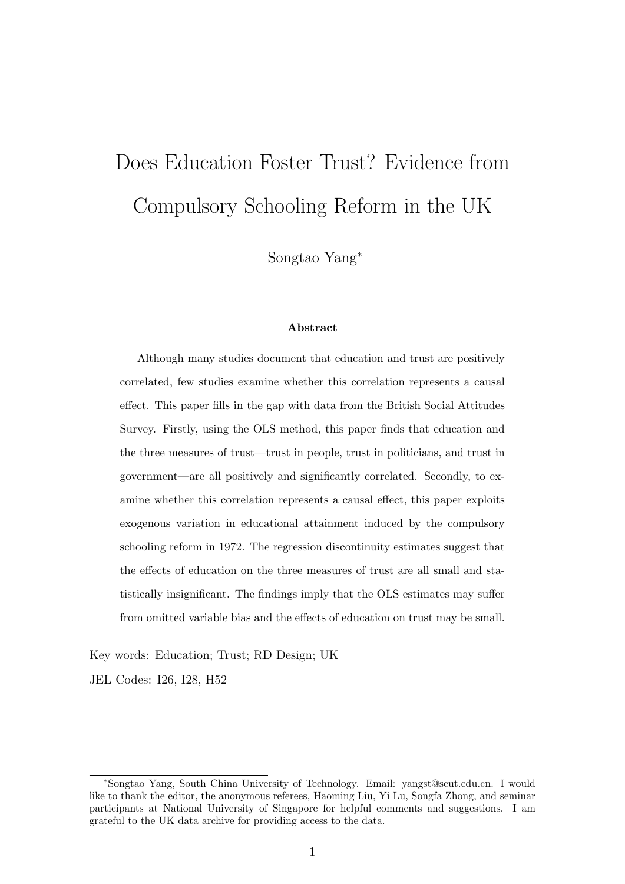# Does Education Foster Trust? Evidence from Compulsory Schooling Reform in the UK

Songtao Yang*

**Abstract**

Although many studies document that education and trust are positively correlated, few studies examine whether this correlation represents a causal effect. This paper fills in the gap with data from the British Social Attitudes Survey. Firstly, using the OLS method, this paper finds that education and the three measures of trust—trust in people, trust in politicians, and trust in government—are all positively and significantly correlated. Secondly, to examine whether this correlation represents a causal effect, this paper exploits exogenous variation in educational attainment induced by the compulsory schooling reform in 1972. The regression discontinuity estimates suggest that the effects of education on the three measures of trust are all small and statistically insignificant. The findings imply that the OLS estimates may suffer from omitted variable bias and the effects of education on trust may be small.

Key words: Education; Trust; RD Design; UK

JEL Codes: I26, I28, H52

---

*Songtao Yang, South China University of Technology. Email: yangst@scut.edu.cn. I would like to thank the editor, the anonymous referees, Haoming Liu, Yi Lu, Songfa Zhong, and seminar participants at National University of Singapore for helpful comments and suggestions. I am grateful to the UK data archive for providing access to the data.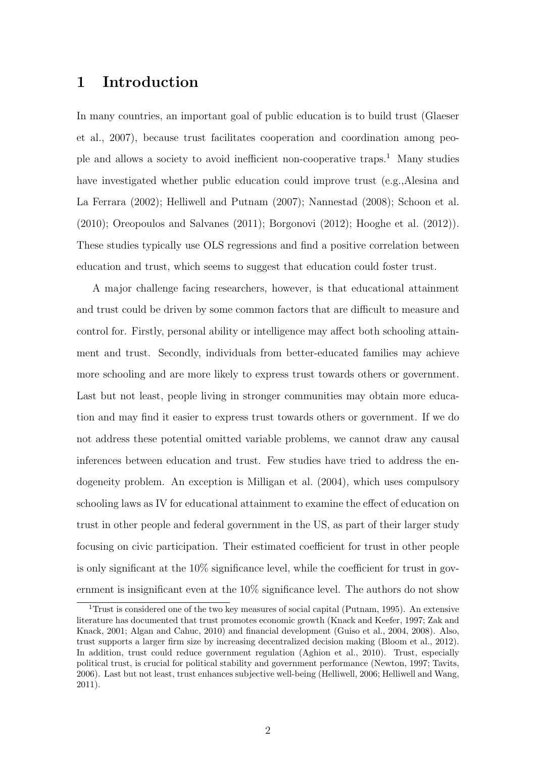# 1 Introduction

In many countries, an important goal of public education is to build trust (Glaeser et al., 2007), because trust facilitates cooperation and coordination among people and allows a society to avoid inefficient non-cooperative traps.[1] Many studies have investigated whether public education could improve trust (e.g.,Alesina and La Ferrara (2002); Helliwell and Putnam (2007); Nannestad (2008); Schoon et al. (2010); Oreopoulos and Salvanes (2011); Borgonovi (2012); Hooghe et al. (2012)). These studies typically use OLS regressions and find a positive correlation between education and trust, which seems to suggest that education could foster trust.

A major challenge facing researchers, however, is that educational attainment and trust could be driven by some common factors that are difficult to measure and control for. Firstly, personal ability or intelligence may affect both schooling attainment and trust. Secondly, individuals from better-educated families may achieve more schooling and are more likely to express trust towards others or government. Last but not least, people living in stronger communities may obtain more education and may find it easier to express trust towards others or government. If we do not address these potential omitted variable problems, we cannot draw any causal inferences between education and trust. Few studies have tried to address the endogeneity problem. An exception is Milligan et al. (2004), which uses compulsory schooling laws as IV for educational attainment to examine the effect of education on trust in other people and federal government in the US, as part of their larger study focusing on civic participation. Their estimated coefficient for trust in other people is only significant at the 10% significance level, while the coefficient for trust in government is insignificant even at the 10% significance level. The authors do not show

[1] Trust is considered one of the two key measures of social capital (Putnam, 1995). An extensive literature has documented that trust promotes economic growth (Knack and Keefer, 1997; Zak and Knack, 2001; Algan and Cahuc, 2010) and financial development (Guiso et al., 2004, 2008). Also, trust supports a larger firm size by increasing decentralized decision making (Bloom et al., 2012). In addition, trust could reduce government regulation (Aghion et al., 2010). Trust, especially political trust, is crucial for political stability and government performance (Newton, 1997; Tavits, 2006). Last but not least, trust enhances subjective well-being (Helliwell, 2006; Helliwell and Wang, 2011).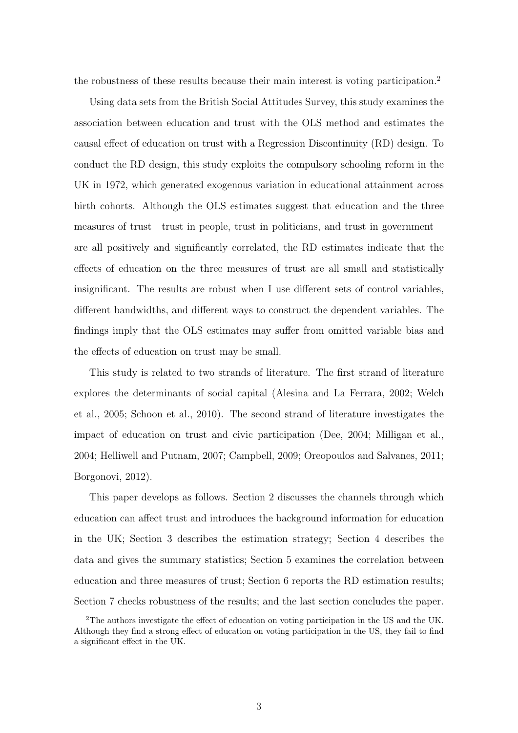the robustness of these results because their main interest is voting participation.[2]

Using data sets from the British Social Attitudes Survey, this study examines the association between education and trust with the OLS method and estimates the causal effect of education on trust with a Regression Discontinuity (RD) design. To conduct the RD design, this study exploits the compulsory schooling reform in the UK in 1972, which generated exogenous variation in educational attainment across birth cohorts. Although the OLS estimates suggest that education and the three measures of trust—trust in people, trust in politicians, and trust in government—are all positively and significantly correlated, the RD estimates indicate that the effects of education on the three measures of trust are all small and statistically insignificant. The results are robust when I use different sets of control variables, different bandwidths, and different ways to construct the dependent variables. The findings imply that the OLS estimates may suffer from omitted variable bias and the effects of education on trust may be small.

This study is related to two strands of literature. The first strand of literature explores the determinants of social capital (Alesina and La Ferrara, 2002; Welch et al., 2005; Schoon et al., 2010). The second strand of literature investigates the impact of education on trust and civic participation (Dee, 2004; Milligan et al., 2004; Helliwell and Putnam, 2007; Campbell, 2009; Oreopoulos and Salvanes, 2011; Borgonovi, 2012).

This paper develops as follows. Section 2 discusses the channels through which education can affect trust and introduces the background information for education in the UK; Section 3 describes the estimation strategy; Section 4 describes the data and gives the summary statistics; Section 5 examines the correlation between education and three measures of trust; Section 6 reports the RD estimation results; Section 7 checks robustness of the results; and the last section concludes the paper.

[2]The authors investigate the effect of education on voting participation in the US and the UK. Although they find a strong effect of education on voting participation in the US, they fail to find a significant effect in the UK.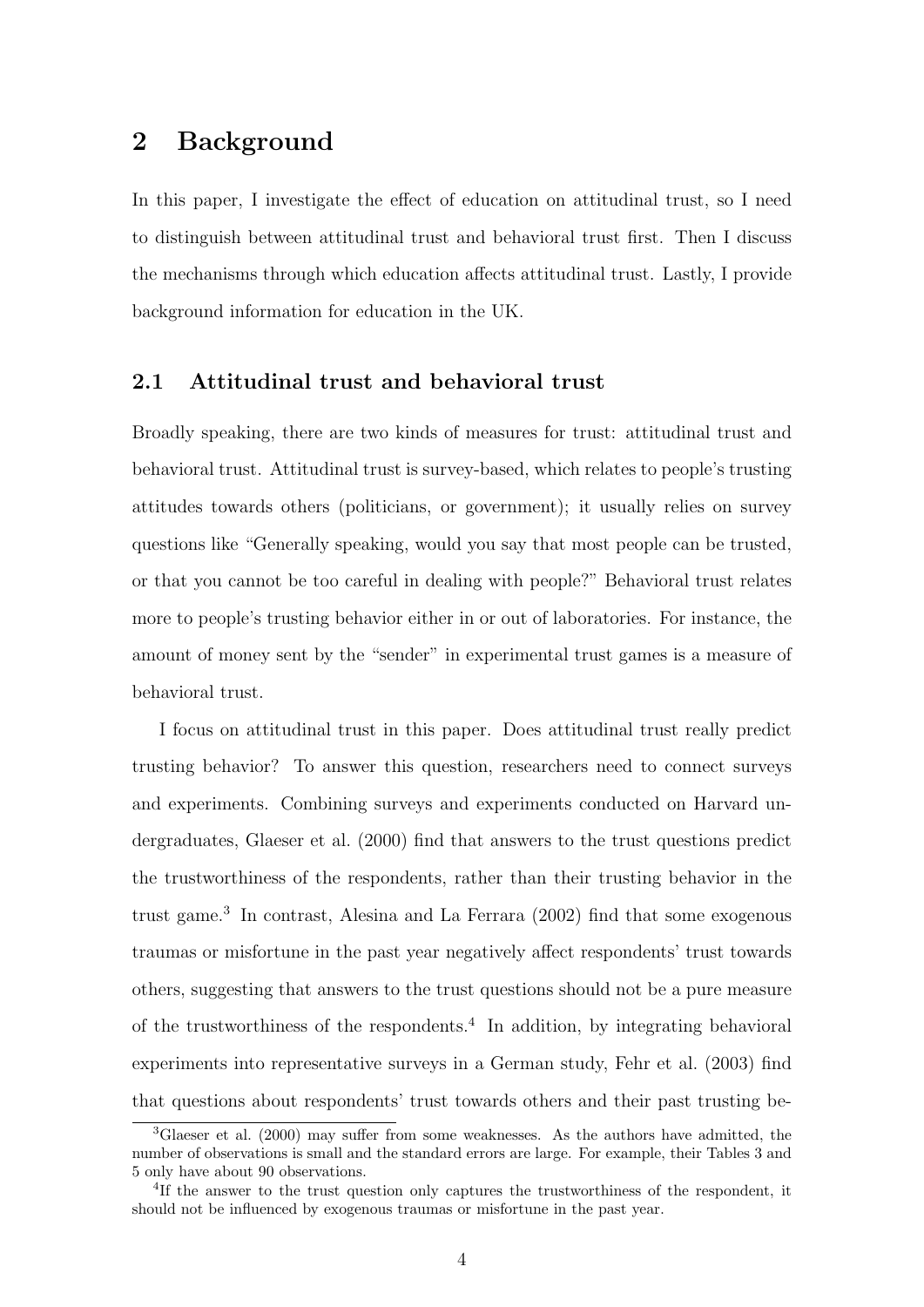## 2 Background

In this paper, I investigate the effect of education on attitudinal trust, so I need to distinguish between attitudinal trust and behavioral trust first. Then I discuss the mechanisms through which education affects attitudinal trust. Lastly, I provide background information for education in the UK.

### 2.1 Attitudinal trust and behavioral trust

Broadly speaking, there are two kinds of measures for trust: attitudinal trust and behavioral trust. Attitudinal trust is survey-based, which relates to people's trusting attitudes towards others (politicians, or government); it usually relies on survey questions like "Generally speaking, would you say that most people can be trusted, or that you cannot be too careful in dealing with people?" Behavioral trust relates more to people's trusting behavior either in or out of laboratories. For instance, the amount of money sent by the "sender" in experimental trust games is a measure of behavioral trust.

I focus on attitudinal trust in this paper. Does attitudinal trust really predict trusting behavior? To answer this question, researchers need to connect surveys and experiments. Combining surveys and experiments conducted on Harvard undergraduates, Glaeser et al. (2000) find that answers to the trust questions predict the trustworthiness of the respondents, rather than their trusting behavior in the trust game.[3] In contrast, Alesina and La Ferrara (2002) find that some exogenous traumas or misfortune in the past year negatively affect respondents' trust towards others, suggesting that answers to the trust questions should not be a pure measure of the trustworthiness of the respondents.[4] In addition, by integrating behavioral experiments into representative surveys in a German study, Fehr et al. (2003) find that questions about respondents' trust towards others and their past trusting be-

[3]Glaeser et al. (2000) may suffer from some weaknesses. As the authors have admitted, the number of observations is small and the standard errors are large. For example, their Tables 3 and 5 only have about 90 observations.

[4]If the answer to the trust question only captures the trustworthiness of the respondent, it should not be influenced by exogenous traumas or misfortune in the past year.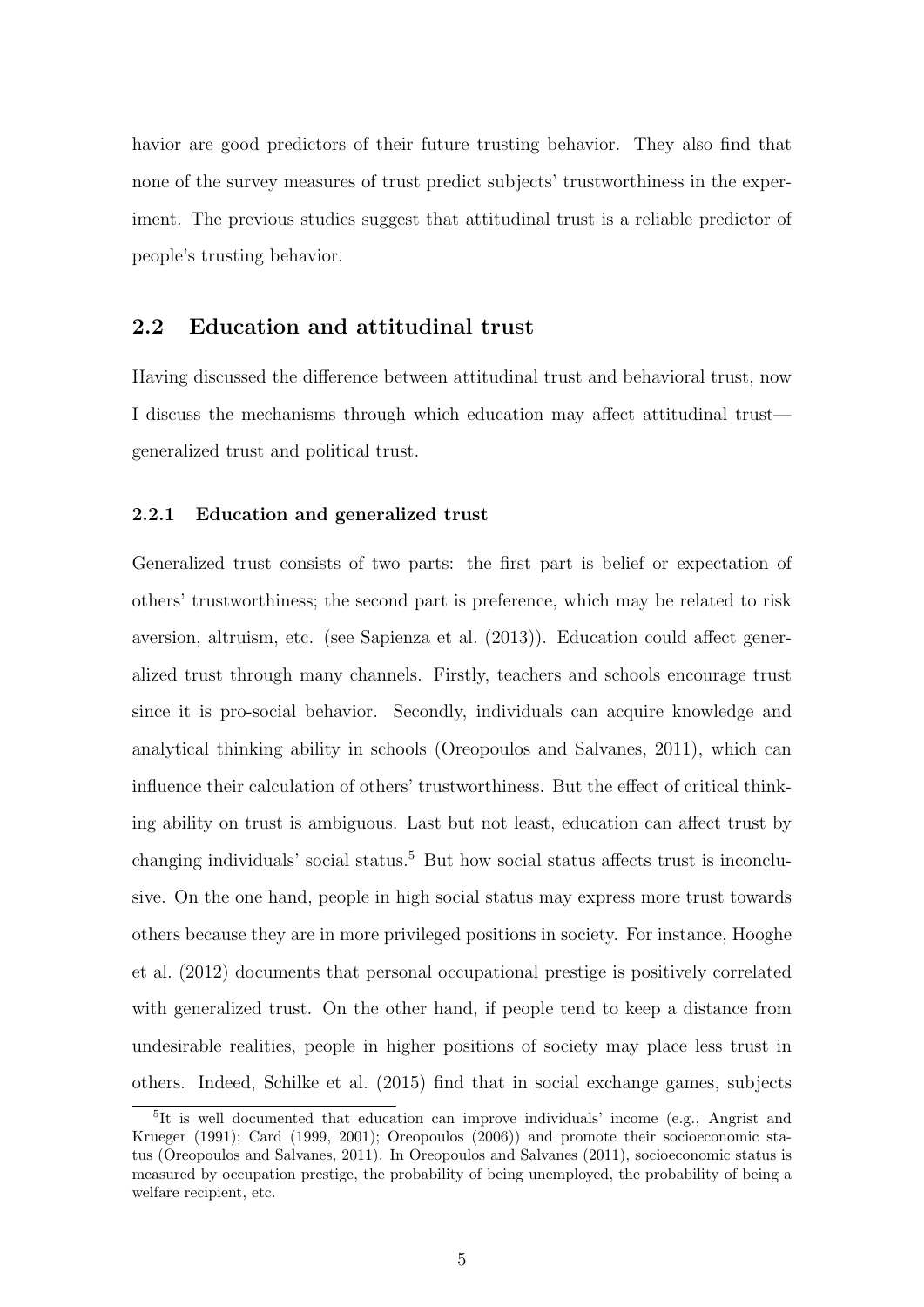havior are good predictors of their future trusting behavior. They also find that none of the survey measures of trust predict subjects' trustworthiness in the experiment. The previous studies suggest that attitudinal trust is a reliable predictor of people's trusting behavior.

## 2.2 Education and attitudinal trust

Having discussed the difference between attitudinal trust and behavioral trust, now I discuss the mechanisms through which education may affect attitudinal trust—generalized trust and political trust.

### 2.2.1 Education and generalized trust

Generalized trust consists of two parts: the first part is belief or expectation of others' trustworthiness; the second part is preference, which may be related to risk aversion, altruism, etc. (see Sapienza et al. (2013)). Education could affect generalized trust through many channels. Firstly, teachers and schools encourage trust since it is pro-social behavior. Secondly, individuals can acquire knowledge and analytical thinking ability in schools (Oreopoulos and Salvanes, 2011), which can influence their calculation of others' trustworthiness. But the effect of critical thinking ability on trust is ambiguous. Last but not least, education can affect trust by changing individuals' social status.[5] But how social status affects trust is inconclusive. On the one hand, people in high social status may express more trust towards others because they are in more privileged positions in society. For instance, Hooghe et al. (2012) documents that personal occupational prestige is positively correlated with generalized trust. On the other hand, if people tend to keep a distance from undesirable realities, people in higher positions of society may place less trust in others. Indeed, Schilke et al. (2015) find that in social exchange games, subjects

[5]It is well documented that education can improve individuals' income (e.g., Angrist and Krueger (1991); Card (1999, 2001); Oreopoulos (2006)) and promote their socioeconomic status (Oreopoulos and Salvanes, 2011). In Oreopoulos and Salvanes (2011), socioeconomic status is measured by occupation prestige, the probability of being unemployed, the probability of being a welfare recipient, etc.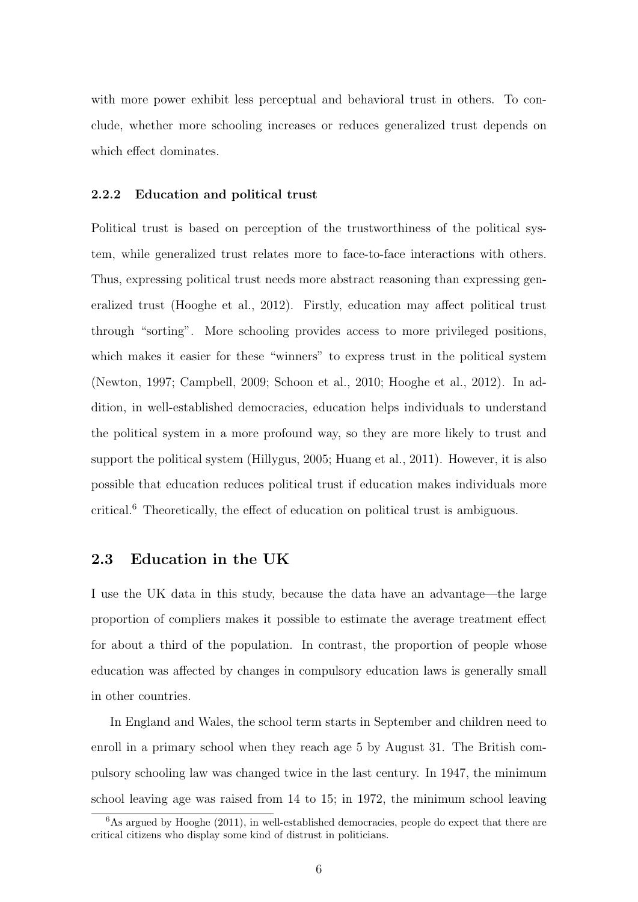with more power exhibit less perceptual and behavioral trust in others. To conclude, whether more schooling increases or reduces generalized trust depends on which effect dominates.

#### 2.2.2 Education and political trust

Political trust is based on perception of the trustworthiness of the political system, while generalized trust relates more to face-to-face interactions with others. Thus, expressing political trust needs more abstract reasoning than expressing generalized trust (Hooghe et al., 2012). Firstly, education may affect political trust through "sorting". More schooling provides access to more privileged positions, which makes it easier for these "winners" to express trust in the political system (Newton, 1997; Campbell, 2009; Schoon et al., 2010; Hooghe et al., 2012). In addition, in well-established democracies, education helps individuals to understand the political system in a more profound way, so they are more likely to trust and support the political system (Hillygus, 2005; Huang et al., 2011). However, it is also possible that education reduces political trust if education makes individuals more critical.[6] Theoretically, the effect of education on political trust is ambiguous.

### 2.3 Education in the UK

I use the UK data in this study, because the data have an advantage—the large proportion of compliers makes it possible to estimate the average treatment effect for about a third of the population. In contrast, the proportion of people whose education was affected by changes in compulsory education laws is generally small in other countries.

In England and Wales, the school term starts in September and children need to enroll in a primary school when they reach age 5 by August 31. The British compulsory schooling law was changed twice in the last century. In 1947, the minimum school leaving age was raised from 14 to 15; in 1972, the minimum school leaving

[6] As argued by Hooghe (2011), in well-established democracies, people do expect that there are critical citizens who display some kind of distrust in politicians.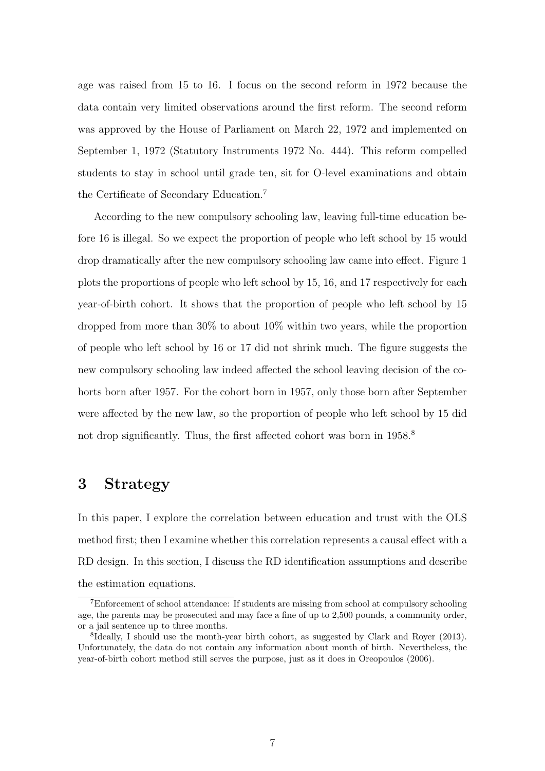age was raised from 15 to 16. I focus on the second reform in 1972 because the data contain very limited observations around the first reform. The second reform was approved by the House of Parliament on March 22, 1972 and implemented on September 1, 1972 (Statutory Instruments 1972 No. 444). This reform compelled students to stay in school until grade ten, sit for O-level examinations and obtain the Certificate of Secondary Education.[7]

According to the new compulsory schooling law, leaving full-time education before 16 is illegal. So we expect the proportion of people who left school by 15 would drop dramatically after the new compulsory schooling law came into effect. Figure 1 plots the proportions of people who left school by 15, 16, and 17 respectively for each year-of-birth cohort. It shows that the proportion of people who left school by 15 dropped from more than 30% to about 10% within two years, while the proportion of people who left school by 16 or 17 did not shrink much. The figure suggests the new compulsory schooling law indeed affected the school leaving decision of the cohorts born after 1957. For the cohort born in 1957, only those born after September were affected by the new law, so the proportion of people who left school by 15 did not drop significantly. Thus, the first affected cohort was born in 1958.[8]

# 3 Strategy

In this paper, I explore the correlation between education and trust with the OLS method first; then I examine whether this correlation represents a causal effect with a RD design. In this section, I discuss the RD identification assumptions and describe the estimation equations.

[7] Enforcement of school attendance: If students are missing from school at compulsory schooling age, the parents may be prosecuted and may face a fine of up to 2,500 pounds, a community order, or a jail sentence up to three months.

[8] Ideally, I should use the month-year birth cohort, as suggested by Clark and Royer (2013). Unfortunately, the data do not contain any information about month of birth. Nevertheless, the year-of-birth cohort method still serves the purpose, just as it does in Oreopoulos (2006).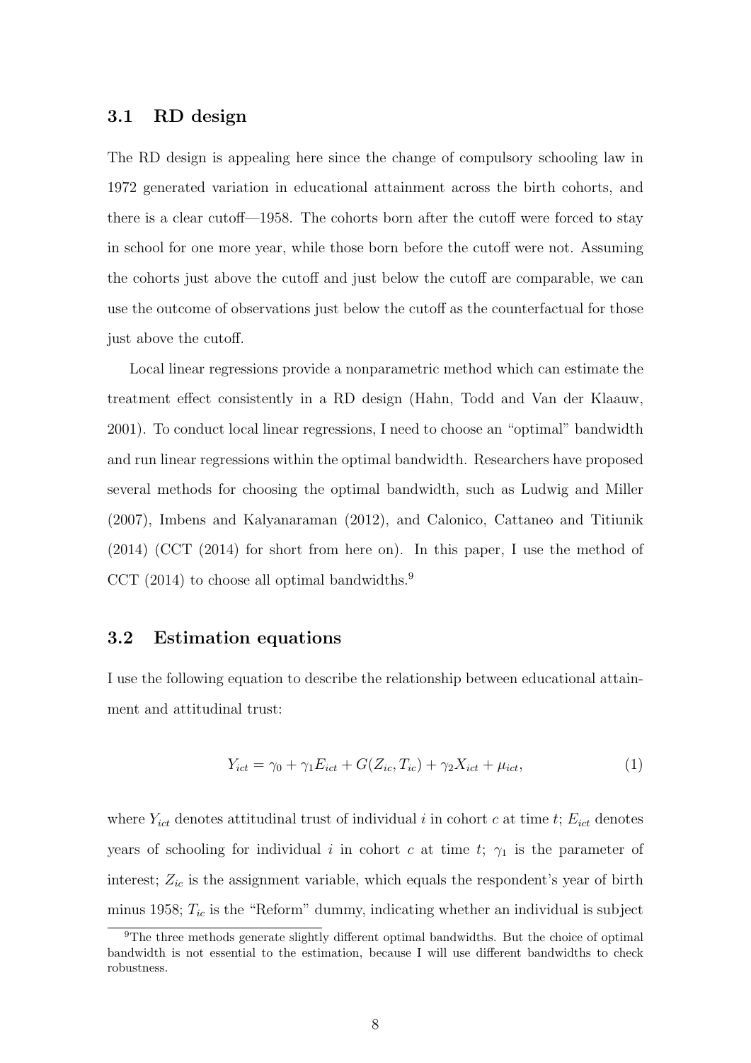### 3.1 RD design

The RD design is appealing here since the change of compulsory schooling law in 1972 generated variation in educational attainment across the birth cohorts, and there is a clear cutoff—1958. The cohorts born after the cutoff were forced to stay in school for one more year, while those born before the cutoff were not. Assuming the cohorts just above the cutoff and just below the cutoff are comparable, we can use the outcome of observations just below the cutoff as the counterfactual for those just above the cutoff.

Local linear regressions provide a nonparametric method which can estimate the treatment effect consistently in a RD design (Hahn, Todd and Van der Klaauw, 2001). To conduct local linear regressions, I need to choose an "optimal" bandwidth and run linear regressions within the optimal bandwidth. Researchers have proposed several methods for choosing the optimal bandwidth, such as Ludwig and Miller (2007), Imbens and Kalyanaraman (2012), and Calonico, Cattaneo and Titiunik (2014) (CCT (2014) for short from here on). In this paper, I use the method of CCT (2014) to choose all optimal bandwidths.[9]

### 3.2 Estimation equations

I use the following equation to describe the relationship between educational attainment and attitudinal trust:

$$Y_{ict} = \gamma_0 + \gamma_1 E_{ict} + G(Z_{ic}, T_{ic}) + \gamma_2 X_{ict} + \mu_{ict}, \tag{1}$$

where $Y_{ict}$ denotes attitudinal trust of individual $i$ in cohort $c$ at time $t$; $E_{ict}$ denotes years of schooling for individual $i$ in cohort $c$ at time $t$; $\gamma_1$ is the parameter of interest; $Z_{ic}$ is the assignment variable, which equals the respondent's year of birth minus 1958; $T_{ic}$ is the "Reform" dummy, indicating whether an individual is subject

[9] The three methods generate slightly different optimal bandwidths. But the choice of optimal bandwidth is not essential to the estimation, because I will use different bandwidths to check robustness.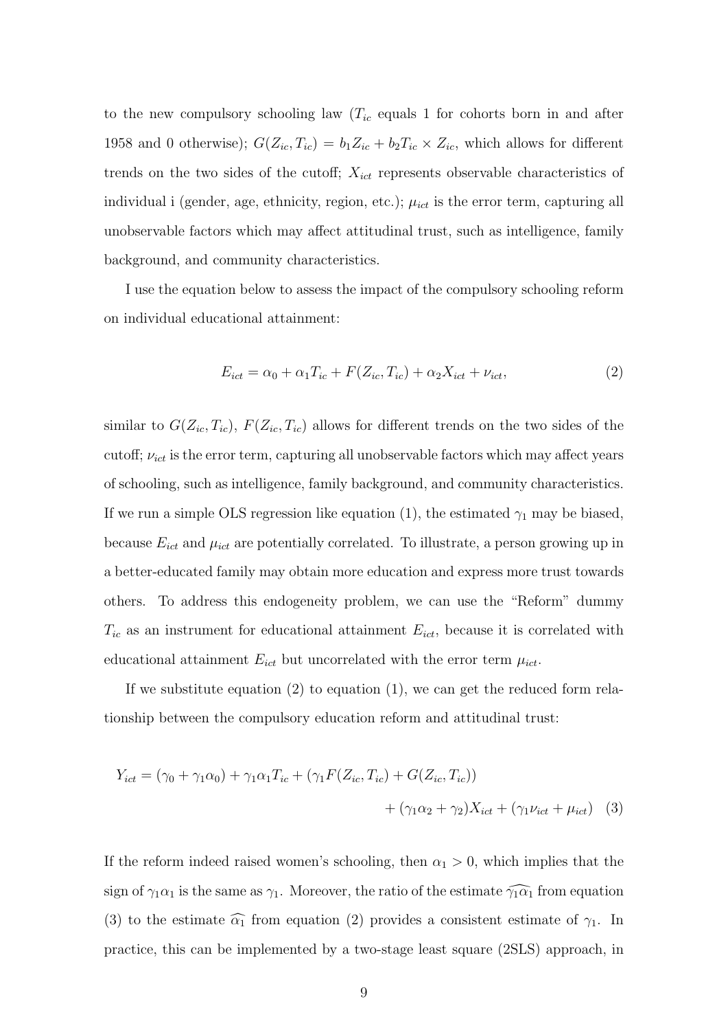to the new compulsory schooling law ($T_{ic}$ equals 1 for cohorts born in and after 1958 and 0 otherwise); $G(Z_{ic}, T_{ic}) = b_1 Z_{ic} + b_2 T_{ic} \times Z_{ic}$, which allows for different trends on the two sides of the cutoff; $X_{ict}$ represents observable characteristics of individual i (gender, age, ethnicity, region, etc.); $\mu_{ict}$ is the error term, capturing all unobservable factors which may affect attitudinal trust, such as intelligence, family background, and community characteristics.

I use the equation below to assess the impact of the compulsory schooling reform on individual educational attainment:

$$E_{ict} = \alpha_0 + \alpha_1 T_{ic} + F(Z_{ic}, T_{ic}) + \alpha_2 X_{ict} + \nu_{ict}, \tag{2}$$

similar to $G(Z_{ic}, T_{ic})$, $F(Z_{ic}, T_{ic})$ allows for different trends on the two sides of the cutoff; $\nu_{ict}$ is the error term, capturing all unobservable factors which may affect years of schooling, such as intelligence, family background, and community characteristics. If we run a simple OLS regression like equation (1), the estimated $\gamma_1$ may be biased, because $E_{ict}$ and $\mu_{ict}$ are potentially correlated. To illustrate, a person growing up in a better-educated family may obtain more education and express more trust towards others. To address this endogeneity problem, we can use the "Reform" dummy $T_{ic}$ as an instrument for educational attainment $E_{ict}$, because it is correlated with educational attainment $E_{ict}$ but uncorrelated with the error term $\mu_{ict}$.

If we substitute equation (2) to equation (1), we can get the reduced form relationship between the compulsory education reform and attitudinal trust:

$$\begin{aligned} Y_{ict} = (\gamma_0 + \gamma_1 \alpha_0) + \gamma_1 \alpha_1 T_{ic} + (\gamma_1 F(Z_{ic}, T_{ic}) + G(Z_{ic}, T_{ic})) \\ + (\gamma_1 \alpha_2 + \gamma_2) X_{ict} + (\gamma_1 \nu_{ict} + \mu_{ict}) \end{aligned} \tag{3}$$

If the reform indeed raised women's schooling, then $\alpha_1 > 0$, which implies that the sign of $\gamma_1 \alpha_1$ is the same as $\gamma_1$. Moreover, the ratio of the estimate $\widehat{\gamma_1 \alpha_1}$ from equation (3) to the estimate $\widehat{\alpha_1}$ from equation (2) provides a consistent estimate of $\gamma_1$. In practice, this can be implemented by a two-stage least square (2SLS) approach, in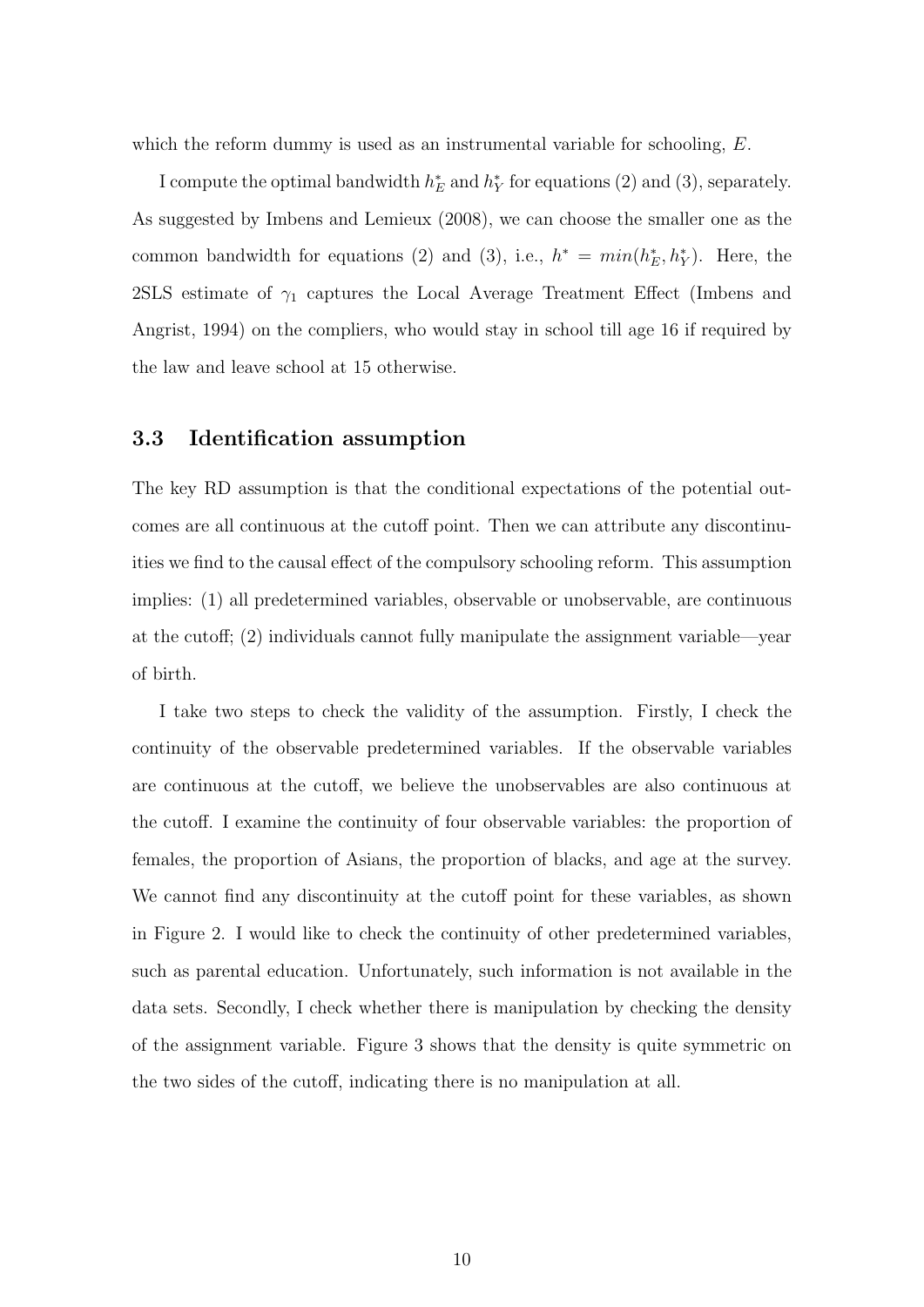which the reform dummy is used as an instrumental variable for schooling, $E$.

I compute the optimal bandwidth $h_E^*$ and $h_Y^*$ for equations (2) and (3), separately. As suggested by Imbens and Lemieux (2008), we can choose the smaller one as the common bandwidth for equations (2) and (3), i.e., $h^* = min(h_E^*, h_Y^*)$. Here, the 2SLS estimate of $\gamma_1$ captures the Local Average Treatment Effect (Imbens and Angrist, 1994) on the compliers, who would stay in school till age 16 if required by the law and leave school at 15 otherwise.

### 3.3 Identification assumption

The key RD assumption is that the conditional expectations of the potential outcomes are all continuous at the cutoff point. Then we can attribute any discontinuities we find to the causal effect of the compulsory schooling reform. This assumption implies: (1) all predetermined variables, observable or unobservable, are continuous at the cutoff; (2) individuals cannot fully manipulate the assignment variable—year of birth.

I take two steps to check the validity of the assumption. Firstly, I check the continuity of the observable predetermined variables. If the observable variables are continuous at the cutoff, we believe the unobservables are also continuous at the cutoff. I examine the continuity of four observable variables: the proportion of females, the proportion of Asians, the proportion of blacks, and age at the survey. We cannot find any discontinuity at the cutoff point for these variables, as shown in Figure 2. I would like to check the continuity of other predetermined variables, such as parental education. Unfortunately, such information is not available in the data sets. Secondly, I check whether there is manipulation by checking the density of the assignment variable. Figure 3 shows that the density is quite symmetric on the two sides of the cutoff, indicating there is no manipulation at all.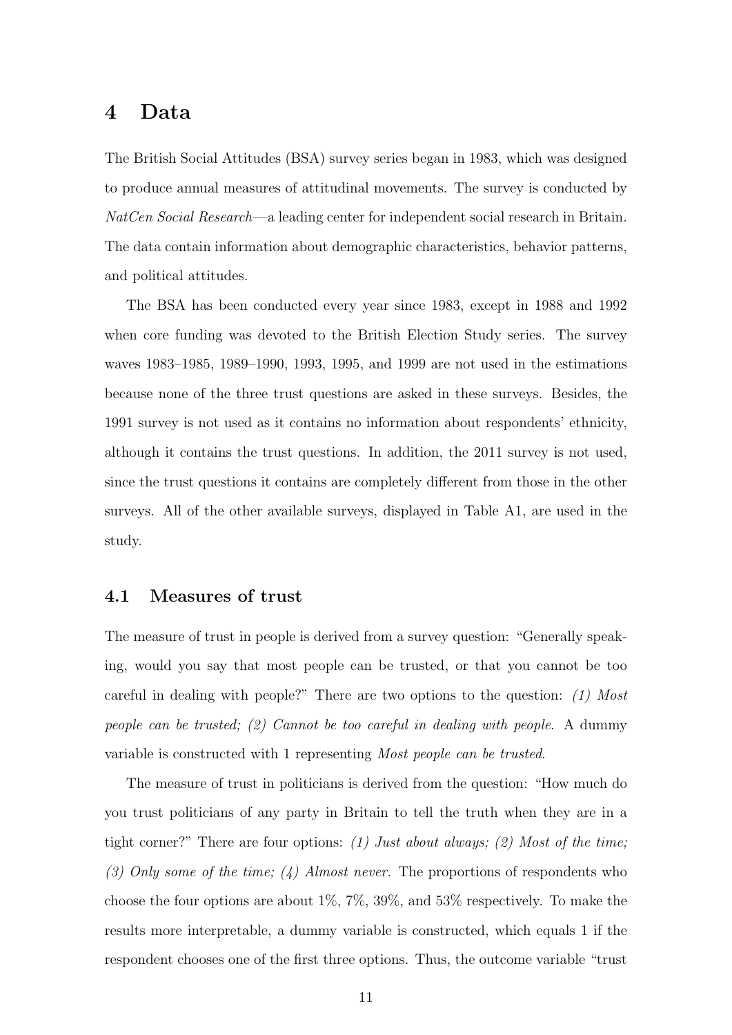# 4 Data

The British Social Attitudes (BSA) survey series began in 1983, which was designed to produce annual measures of attitudinal movements. The survey is conducted by *NatCen Social Research*—a leading center for independent social research in Britain. The data contain information about demographic characteristics, behavior patterns, and political attitudes.

The BSA has been conducted every year since 1983, except in 1988 and 1992 when core funding was devoted to the British Election Study series. The survey waves 1983–1985, 1989–1990, 1993, 1995, and 1999 are not used in the estimations because none of the three trust questions are asked in these surveys. Besides, the 1991 survey is not used as it contains no information about respondents' ethnicity, although it contains the trust questions. In addition, the 2011 survey is not used, since the trust questions it contains are completely different from those in the other surveys. All of the other available surveys, displayed in Table A1, are used in the study.

## 4.1 Measures of trust

The measure of trust in people is derived from a survey question: "Generally speaking, would you say that most people can be trusted, or that you cannot be too careful in dealing with people?" There are two options to the question: *(1) Most people can be trusted; (2) Cannot be too careful in dealing with people*. A dummy variable is constructed with 1 representing *Most people can be trusted*.

The measure of trust in politicians is derived from the question: "How much do you trust politicians of any party in Britain to tell the truth when they are in a tight corner?" There are four options: *(1) Just about always; (2) Most of the time; (3) Only some of the time; (4) Almost never*. The proportions of respondents who choose the four options are about 1%, 7%, 39%, and 53% respectively. To make the results more interpretable, a dummy variable is constructed, which equals 1 if the respondent chooses one of the first three options. Thus, the outcome variable "trust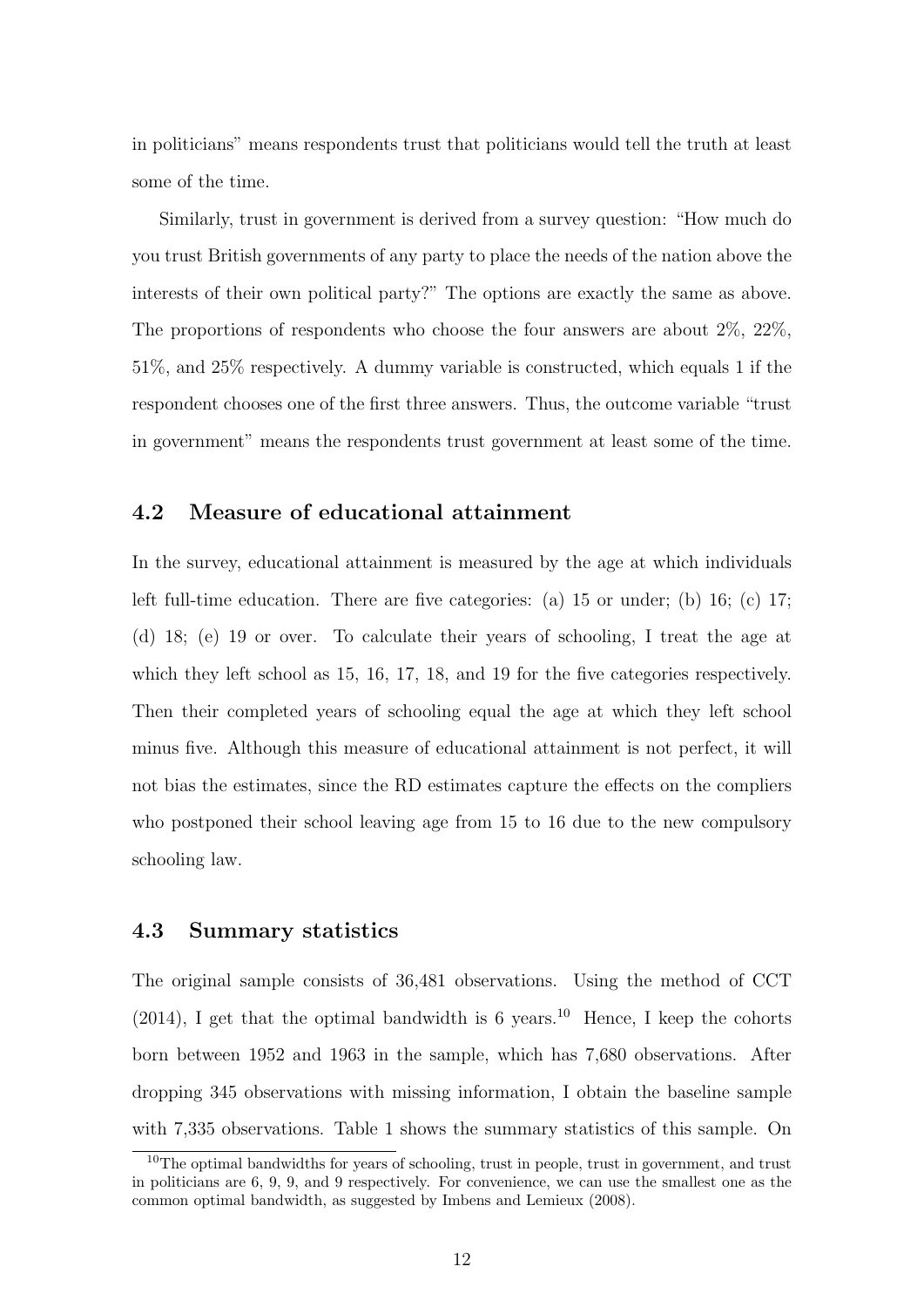in politicians" means respondents trust that politicians would tell the truth at least some of the time.

Similarly, trust in government is derived from a survey question: "How much do you trust British governments of any party to place the needs of the nation above the interests of their own political party?" The options are exactly the same as above. The proportions of respondents who choose the four answers are about 2%, 22%, 51%, and 25% respectively. A dummy variable is constructed, which equals 1 if the respondent chooses one of the first three answers. Thus, the outcome variable "trust in government" means the respondents trust government at least some of the time.

## 4.2 Measure of educational attainment

In the survey, educational attainment is measured by the age at which individuals left full-time education. There are five categories: (a) 15 or under; (b) 16; (c) 17; (d) 18; (e) 19 or over. To calculate their years of schooling, I treat the age at which they left school as 15, 16, 17, 18, and 19 for the five categories respectively. Then their completed years of schooling equal the age at which they left school minus five. Although this measure of educational attainment is not perfect, it will not bias the estimates, since the RD estimates capture the effects on the compliers who postponed their school leaving age from 15 to 16 due to the new compulsory schooling law.

## 4.3 Summary statistics

The original sample consists of 36,481 observations. Using the method of CCT (2014), I get that the optimal bandwidth is 6 years.[10] Hence, I keep the cohorts born between 1952 and 1963 in the sample, which has 7,680 observations. After dropping 345 observations with missing information, I obtain the baseline sample with 7,335 observations. Table 1 shows the summary statistics of this sample. On

[10] The optimal bandwidths for years of schooling, trust in people, trust in government, and trust in politicians are 6, 9, 9, and 9 respectively. For convenience, we can use the smallest one as the common optimal bandwidth, as suggested by Imbens and Lemieux (2008).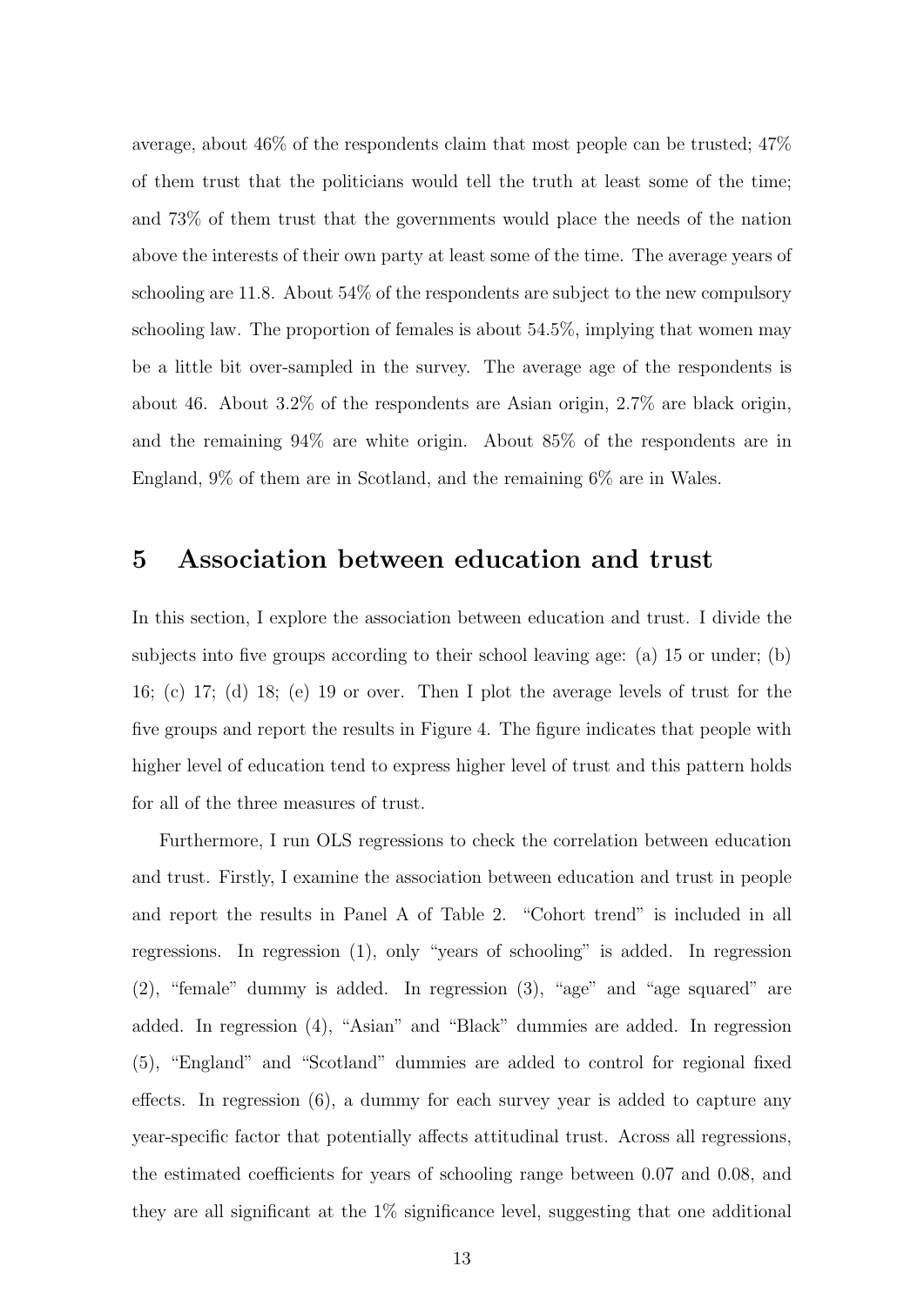average, about 46% of the respondents claim that most people can be trusted; 47% of them trust that the politicians would tell the truth at least some of the time; and 73% of them trust that the governments would place the needs of the nation above the interests of their own party at least some of the time. The average years of schooling are 11.8. About 54% of the respondents are subject to the new compulsory schooling law. The proportion of females is about 54.5%, implying that women may be a little bit over-sampled in the survey. The average age of the respondents is about 46. About 3.2% of the respondents are Asian origin, 2.7% are black origin, and the remaining 94% are white origin. About 85% of the respondents are in England, 9% of them are in Scotland, and the remaining 6% are in Wales.

## 5 Association between education and trust

In this section, I explore the association between education and trust. I divide the subjects into five groups according to their school leaving age: (a) 15 or under; (b) 16; (c) 17; (d) 18; (e) 19 or over. Then I plot the average levels of trust for the five groups and report the results in Figure 4. The figure indicates that people with higher level of education tend to express higher level of trust and this pattern holds for all of the three measures of trust.

Furthermore, I run OLS regressions to check the correlation between education and trust. Firstly, I examine the association between education and trust in people and report the results in Panel A of Table 2. "Cohort trend" is included in all regressions. In regression (1), only "years of schooling" is added. In regression (2), "female" dummy is added. In regression (3), "age" and "age squared" are added. In regression (4), "Asian" and "Black" dummies are added. In regression (5), "England" and "Scotland" dummies are added to control for regional fixed effects. In regression (6), a dummy for each survey year is added to capture any year-specific factor that potentially affects attitudinal trust. Across all regressions, the estimated coefficients for years of schooling range between 0.07 and 0.08, and they are all significant at the 1% significance level, suggesting that one additional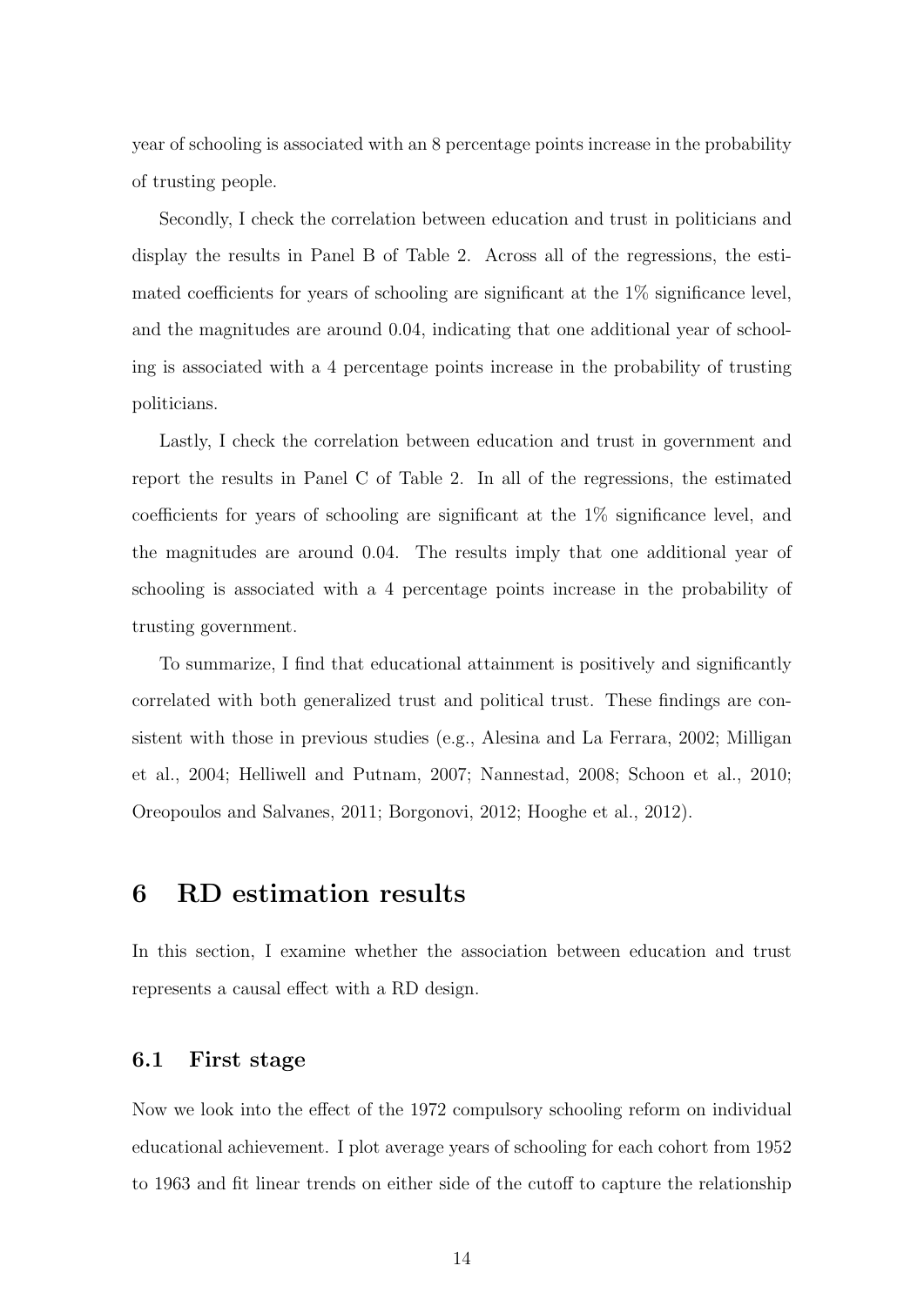year of schooling is associated with an 8 percentage points increase in the probability of trusting people.

Secondly, I check the correlation between education and trust in politicians and display the results in Panel B of Table 2. Across all of the regressions, the estimated coefficients for years of schooling are significant at the 1% significance level, and the magnitudes are around 0.04, indicating that one additional year of schooling is associated with a 4 percentage points increase in the probability of trusting politicians.

Lastly, I check the correlation between education and trust in government and report the results in Panel C of Table 2. In all of the regressions, the estimated coefficients for years of schooling are significant at the 1% significance level, and the magnitudes are around 0.04. The results imply that one additional year of schooling is associated with a 4 percentage points increase in the probability of trusting government.

To summarize, I find that educational attainment is positively and significantly correlated with both generalized trust and political trust. These findings are consistent with those in previous studies (e.g., Alesina and La Ferrara, 2002; Milligan et al., 2004; Helliwell and Putnam, 2007; Nannestad, 2008; Schoon et al., 2010; Oreopoulos and Salvanes, 2011; Borgonovi, 2012; Hooghe et al., 2012).

# 6 RD estimation results

In this section, I examine whether the association between education and trust represents a causal effect with a RD design.

## 6.1 First stage

Now we look into the effect of the 1972 compulsory schooling reform on individual educational achievement. I plot average years of schooling for each cohort from 1952 to 1963 and fit linear trends on either side of the cutoff to capture the relationship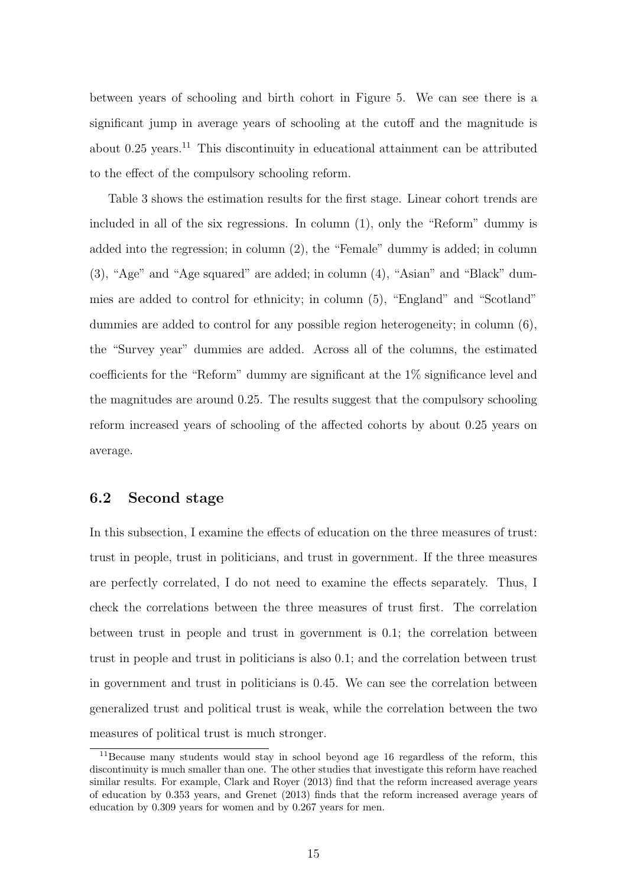between years of schooling and birth cohort in Figure 5. We can see there is a significant jump in average years of schooling at the cutoff and the magnitude is about 0.25 years.[11] This discontinuity in educational attainment can be attributed to the effect of the compulsory schooling reform.

Table 3 shows the estimation results for the first stage. Linear cohort trends are included in all of the six regressions. In column (1), only the "Reform" dummy is added into the regression; in column (2), the "Female" dummy is added; in column (3), "Age" and "Age squared" are added; in column (4), "Asian" and "Black" dummies are added to control for ethnicity; in column (5), "England" and "Scotland" dummies are added to control for any possible region heterogeneity; in column (6), the "Survey year" dummies are added. Across all of the columns, the estimated coefficients for the "Reform" dummy are significant at the 1% significance level and the magnitudes are around 0.25. The results suggest that the compulsory schooling reform increased years of schooling of the affected cohorts by about 0.25 years on average.

## 6.2 Second stage

In this subsection, I examine the effects of education on the three measures of trust: trust in people, trust in politicians, and trust in government. If the three measures are perfectly correlated, I do not need to examine the effects separately. Thus, I check the correlations between the three measures of trust first. The correlation between trust in people and trust in government is 0.1; the correlation between trust in people and trust in politicians is also 0.1; and the correlation between trust in government and trust in politicians is 0.45. We can see the correlation between generalized trust and political trust is weak, while the correlation between the two measures of political trust is much stronger.

[11] Because many students would stay in school beyond age 16 regardless of the reform, this discontinuity is much smaller than one. The other studies that investigate this reform have reached similar results. For example, Clark and Royer (2013) find that the reform increased average years of education by 0.353 years, and Grenet (2013) finds that the reform increased average years of education by 0.309 years for women and by 0.267 years for men.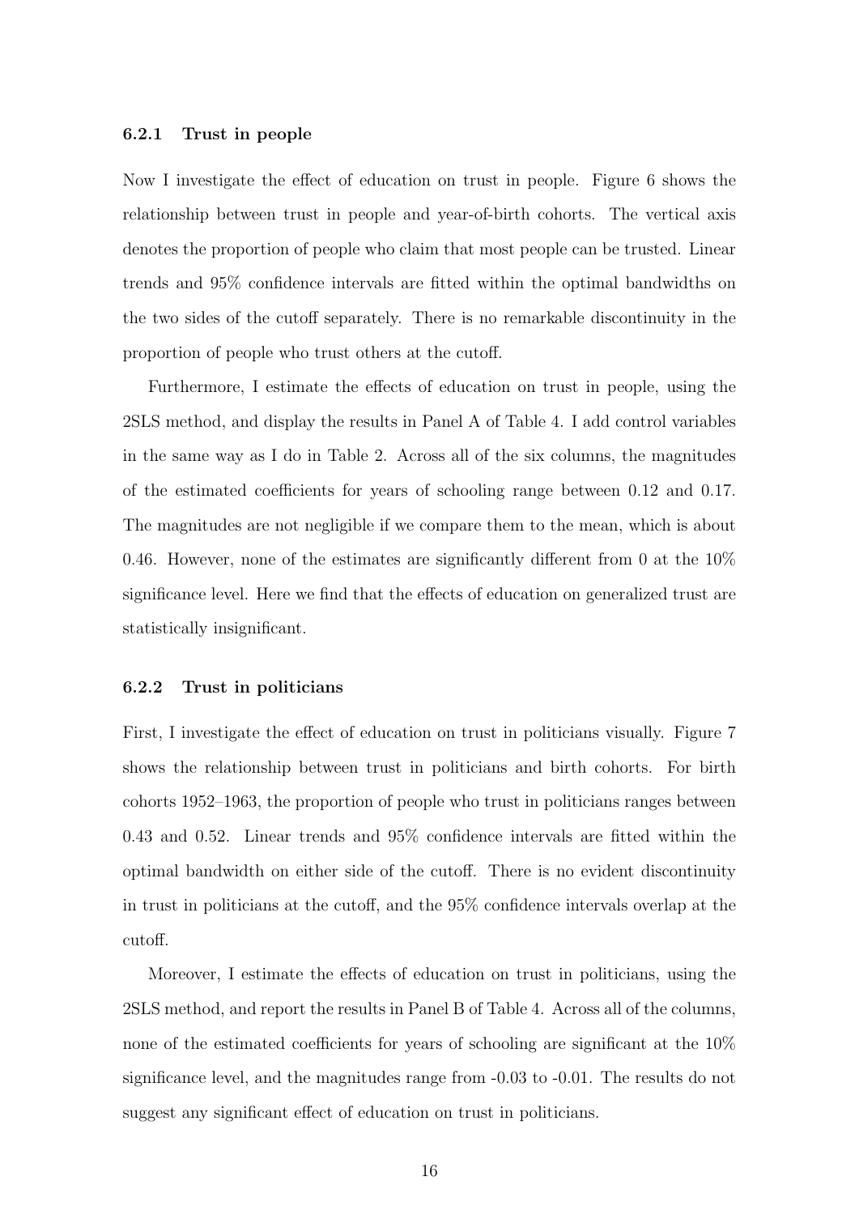#### 6.2.1 Trust in people

Now I investigate the effect of education on trust in people. Figure 6 shows the relationship between trust in people and year-of-birth cohorts. The vertical axis denotes the proportion of people who claim that most people can be trusted. Linear trends and 95% confidence intervals are fitted within the optimal bandwidths on the two sides of the cutoff separately. There is no remarkable discontinuity in the proportion of people who trust others at the cutoff.

Furthermore, I estimate the effects of education on trust in people, using the 2SLS method, and display the results in Panel A of Table 4. I add control variables in the same way as I do in Table 2. Across all of the six columns, the magnitudes of the estimated coefficients for years of schooling range between 0.12 and 0.17. The magnitudes are not negligible if we compare them to the mean, which is about 0.46. However, none of the estimates are significantly different from 0 at the 10% significance level. Here we find that the effects of education on generalized trust are statistically insignificant.

#### 6.2.2 Trust in politicians

First, I investigate the effect of education on trust in politicians visually. Figure 7 shows the relationship between trust in politicians and birth cohorts. For birth cohorts 1952–1963, the proportion of people who trust in politicians ranges between 0.43 and 0.52. Linear trends and 95% confidence intervals are fitted within the optimal bandwidth on either side of the cutoff. There is no evident discontinuity in trust in politicians at the cutoff, and the 95% confidence intervals overlap at the cutoff.

Moreover, I estimate the effects of education on trust in politicians, using the 2SLS method, and report the results in Panel B of Table 4. Across all of the columns, none of the estimated coefficients for years of schooling are significant at the 10% significance level, and the magnitudes range from -0.03 to -0.01. The results do not suggest any significant effect of education on trust in politicians.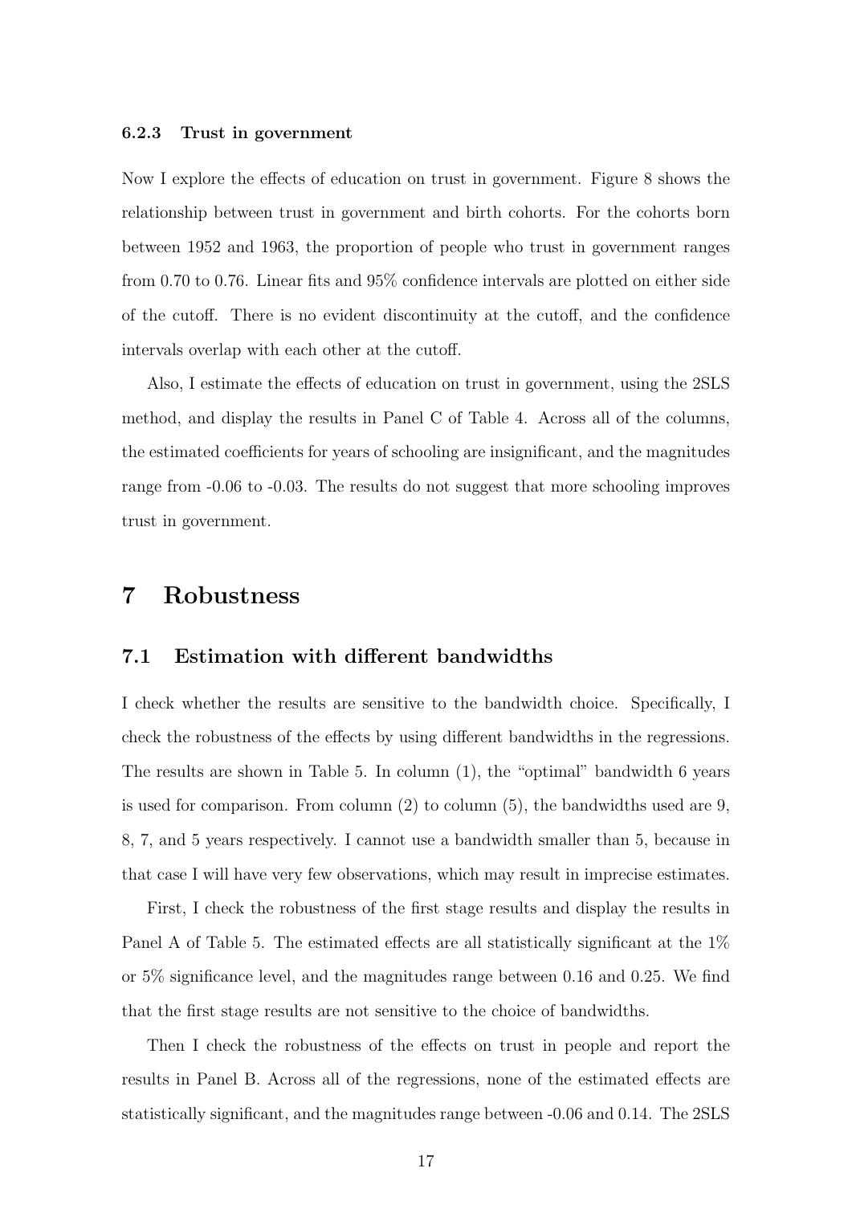#### 6.2.3 Trust in government

Now I explore the effects of education on trust in government. Figure 8 shows the relationship between trust in government and birth cohorts. For the cohorts born between 1952 and 1963, the proportion of people who trust in government ranges from 0.70 to 0.76. Linear fits and 95% confidence intervals are plotted on either side of the cutoff. There is no evident discontinuity at the cutoff, and the confidence intervals overlap with each other at the cutoff.

Also, I estimate the effects of education on trust in government, using the 2SLS method, and display the results in Panel C of Table 4. Across all of the columns, the estimated coefficients for years of schooling are insignificant, and the magnitudes range from -0.06 to -0.03. The results do not suggest that more schooling improves trust in government.

# 7 Robustness

## 7.1 Estimation with different bandwidths

I check whether the results are sensitive to the bandwidth choice. Specifically, I check the robustness of the effects by using different bandwidths in the regressions. The results are shown in Table 5. In column (1), the "optimal" bandwidth 6 years is used for comparison. From column (2) to column (5), the bandwidths used are 9, 8, 7, and 5 years respectively. I cannot use a bandwidth smaller than 5, because in that case I will have very few observations, which may result in imprecise estimates.

First, I check the robustness of the first stage results and display the results in Panel A of Table 5. The estimated effects are all statistically significant at the 1% or 5% significance level, and the magnitudes range between 0.16 and 0.25. We find that the first stage results are not sensitive to the choice of bandwidths.

Then I check the robustness of the effects on trust in people and report the results in Panel B. Across all of the regressions, none of the estimated effects are statistically significant, and the magnitudes range between -0.06 and 0.14. The 2SLS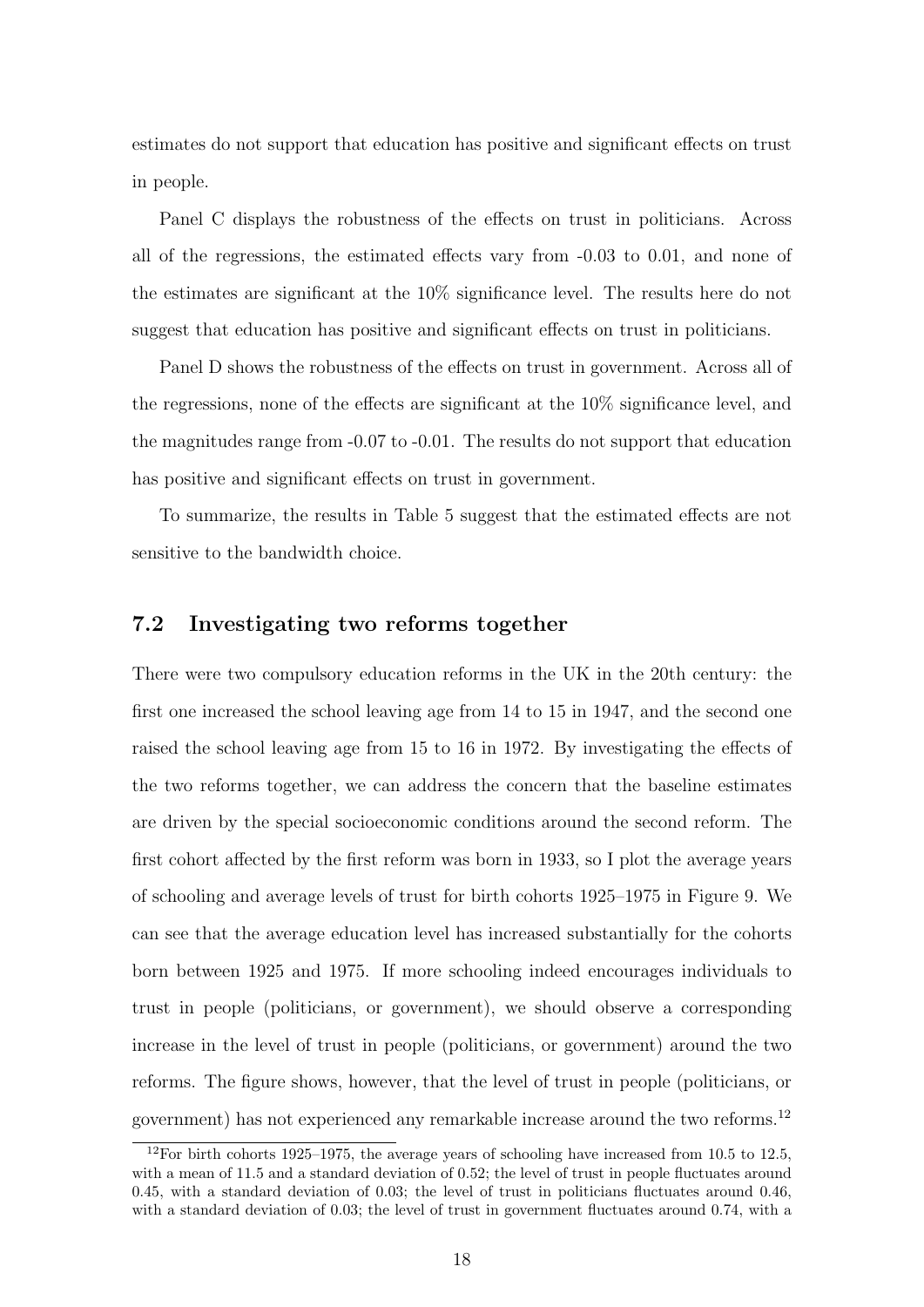estimates do not support that education has positive and significant effects on trust in people.

Panel C displays the robustness of the effects on trust in politicians. Across all of the regressions, the estimated effects vary from -0.03 to 0.01, and none of the estimates are significant at the 10% significance level. The results here do not suggest that education has positive and significant effects on trust in politicians.

Panel D shows the robustness of the effects on trust in government. Across all of the regressions, none of the effects are significant at the 10% significance level, and the magnitudes range from -0.07 to -0.01. The results do not support that education has positive and significant effects on trust in government.

To summarize, the results in Table 5 suggest that the estimated effects are not sensitive to the bandwidth choice.

### 7.2 Investigating two reforms together

There were two compulsory education reforms in the UK in the 20th century: the first one increased the school leaving age from 14 to 15 in 1947, and the second one raised the school leaving age from 15 to 16 in 1972. By investigating the effects of the two reforms together, we can address the concern that the baseline estimates are driven by the special socioeconomic conditions around the second reform. The first cohort affected by the first reform was born in 1933, so I plot the average years of schooling and average levels of trust for birth cohorts 1925–1975 in Figure 9. We can see that the average education level has increased substantially for the cohorts born between 1925 and 1975. If more schooling indeed encourages individuals to trust in people (politicians, or government), we should observe a corresponding increase in the level of trust in people (politicians, or government) around the two reforms. The figure shows, however, that the level of trust in people (politicians, or government) has not experienced any remarkable increase around the two reforms.[12]

[12] For birth cohorts 1925–1975, the average years of schooling have increased from 10.5 to 12.5, with a mean of 11.5 and a standard deviation of 0.52; the level of trust in people fluctuates around 0.45, with a standard deviation of 0.03; the level of trust in politicians fluctuates around 0.46, with a standard deviation of 0.03; the level of trust in government fluctuates around 0.74, with a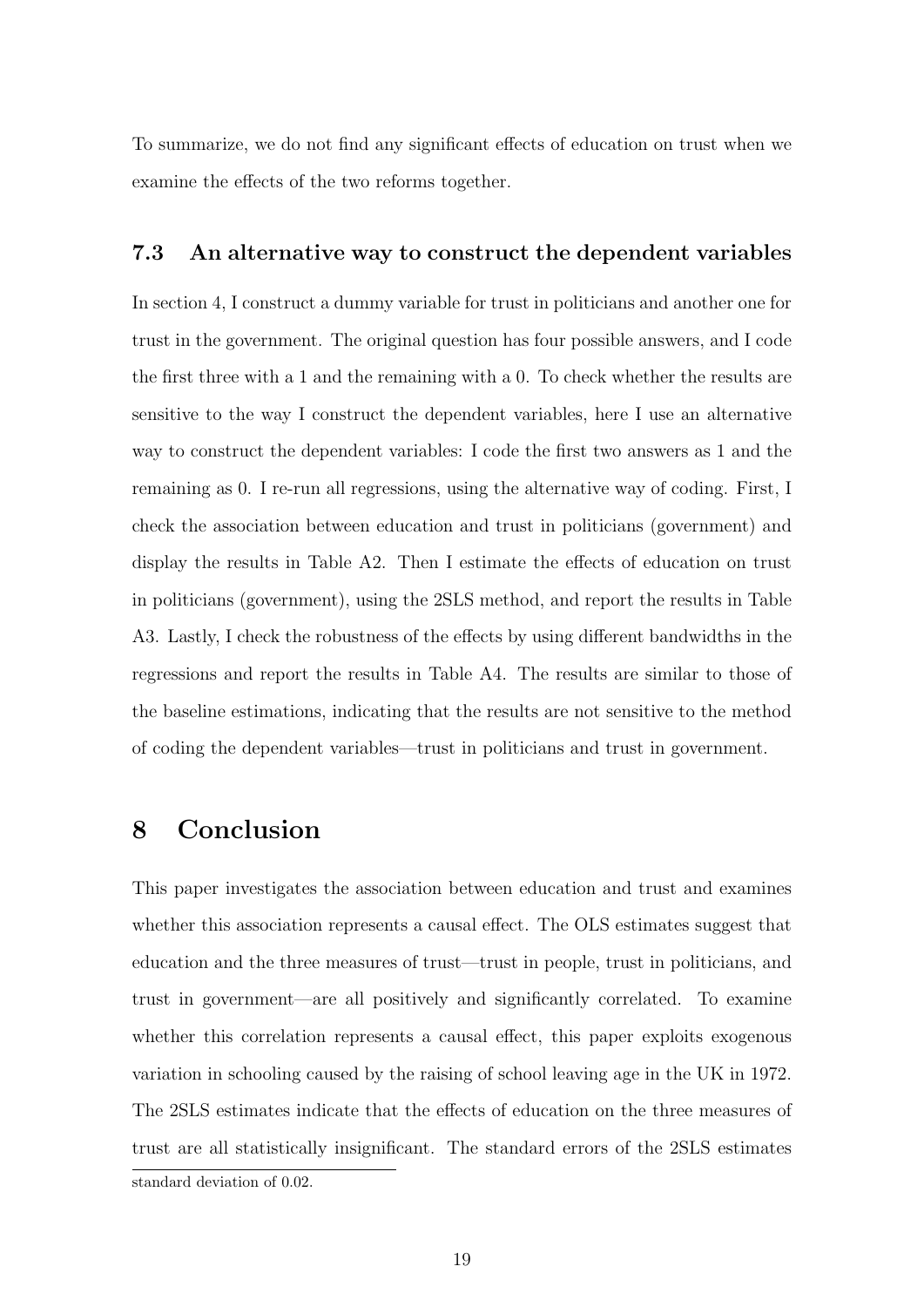To summarize, we do not find any significant effects of education on trust when we examine the effects of the two reforms together.

### 7.3 An alternative way to construct the dependent variables

In section 4, I construct a dummy variable for trust in politicians and another one for trust in the government. The original question has four possible answers, and I code the first three with a 1 and the remaining with a 0. To check whether the results are sensitive to the way I construct the dependent variables, here I use an alternative way to construct the dependent variables: I code the first two answers as 1 and the remaining as 0. I re-run all regressions, using the alternative way of coding. First, I check the association between education and trust in politicians (government) and display the results in Table A2. Then I estimate the effects of education on trust in politicians (government), using the 2SLS method, and report the results in Table A3. Lastly, I check the robustness of the effects by using different bandwidths in the regressions and report the results in Table A4. The results are similar to those of the baseline estimations, indicating that the results are not sensitive to the method of coding the dependent variables—trust in politicians and trust in government.

## 8 Conclusion

This paper investigates the association between education and trust and examines whether this association represents a causal effect. The OLS estimates suggest that education and the three measures of trust—trust in people, trust in politicians, and trust in government—are all positively and significantly correlated. To examine whether this correlation represents a causal effect, this paper exploits exogenous variation in schooling caused by the raising of school leaving age in the UK in 1972. The 2SLS estimates indicate that the effects of education on the three measures of trust are all statistically insignificant. The standard errors of the 2SLS estimates

standard deviation of 0.02.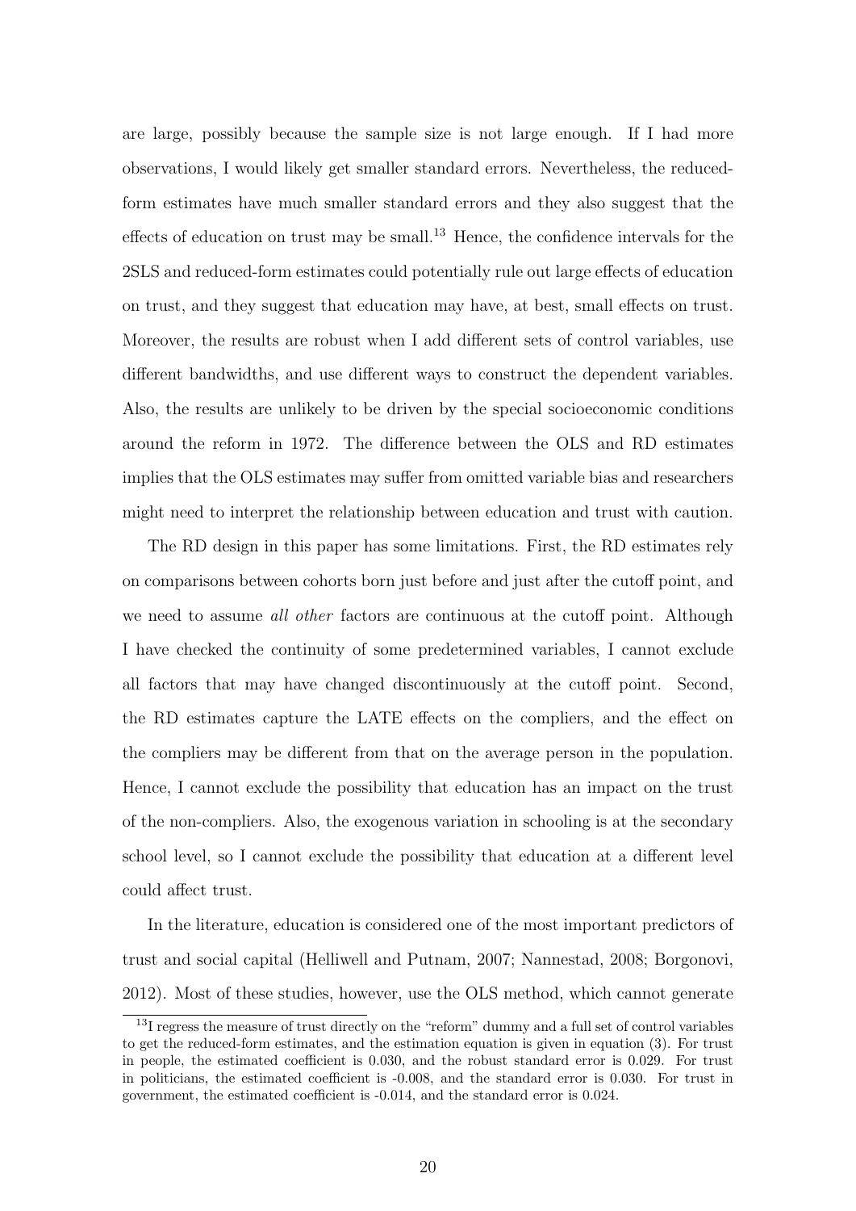are large, possibly because the sample size is not large enough. If I had more observations, I would likely get smaller standard errors. Nevertheless, the reduced-form estimates have much smaller standard errors and they also suggest that the effects of education on trust may be small.[13] Hence, the confidence intervals for the 2SLS and reduced-form estimates could potentially rule out large effects of education on trust, and they suggest that education may have, at best, small effects on trust. Moreover, the results are robust when I add different sets of control variables, use different bandwidths, and use different ways to construct the dependent variables. Also, the results are unlikely to be driven by the special socioeconomic conditions around the reform in 1972. The difference between the OLS and RD estimates implies that the OLS estimates may suffer from omitted variable bias and researchers might need to interpret the relationship between education and trust with caution.

The RD design in this paper has some limitations. First, the RD estimates rely on comparisons between cohorts born just before and just after the cutoff point, and we need to assume *all other* factors are continuous at the cutoff point. Although I have checked the continuity of some predetermined variables, I cannot exclude all factors that may have changed discontinuously at the cutoff point. Second, the RD estimates capture the LATE effects on the compliers, and the effect on the compliers may be different from that on the average person in the population. Hence, I cannot exclude the possibility that education has an impact on the trust of the non-compliers. Also, the exogenous variation in schooling is at the secondary school level, so I cannot exclude the possibility that education at a different level could affect trust.

In the literature, education is considered one of the most important predictors of trust and social capital (Helliwell and Putnam, 2007; Nannestad, 2008; Borgonovi, 2012). Most of these studies, however, use the OLS method, which cannot generate

[13] I regress the measure of trust directly on the "reform" dummy and a full set of control variables to get the reduced-form estimates, and the estimation equation is given in equation (3). For trust in people, the estimated coefficient is 0.030, and the robust standard error is 0.029. For trust in politicians, the estimated coefficient is -0.008, and the standard error is 0.030. For trust in government, the estimated coefficient is -0.014, and the standard error is 0.024.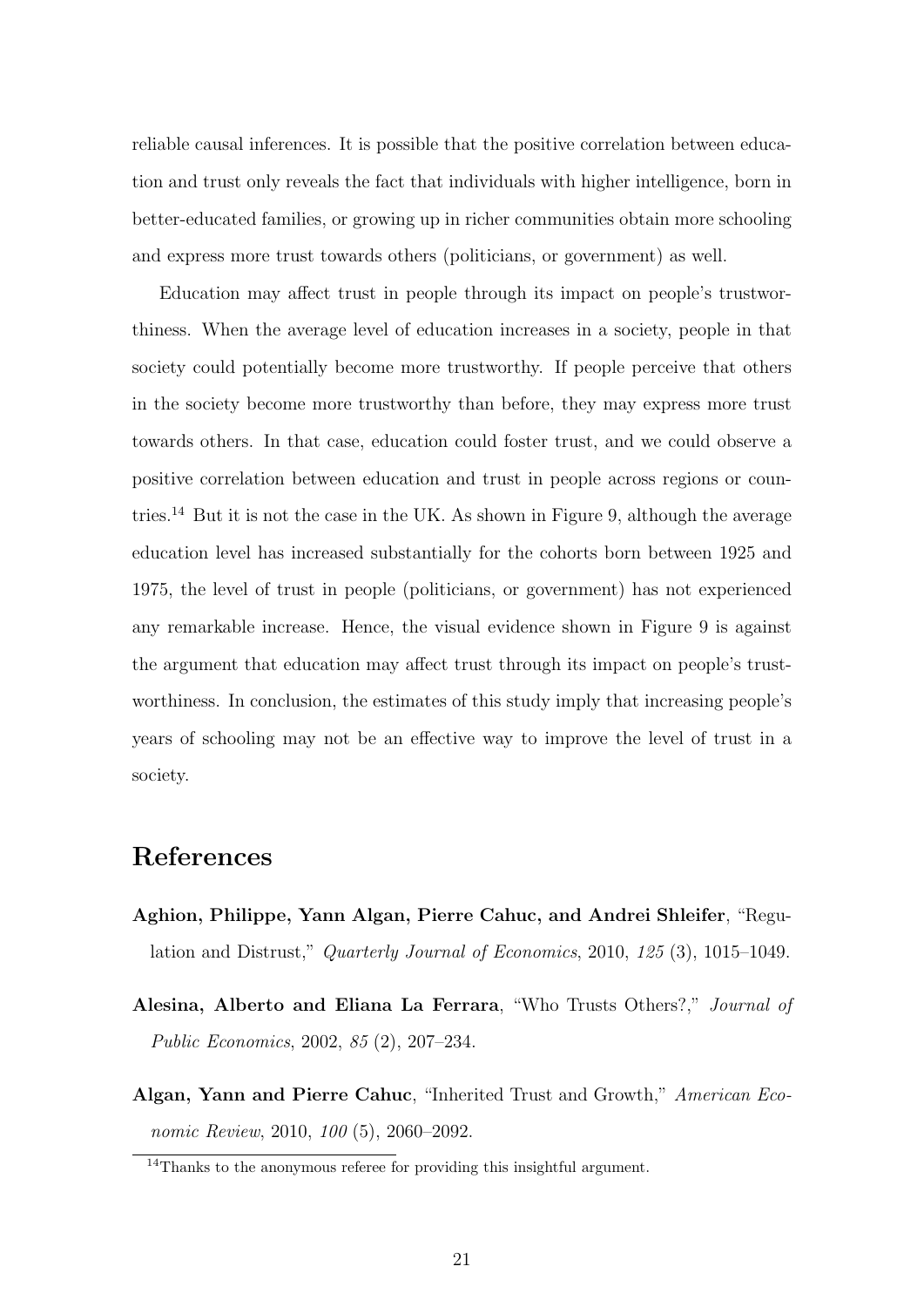reliable causal inferences. It is possible that the positive correlation between education and trust only reveals the fact that individuals with higher intelligence, born in better-educated families, or growing up in richer communities obtain more schooling and express more trust towards others (politicians, or government) as well.

Education may affect trust in people through its impact on people's trustworthiness. When the average level of education increases in a society, people in that society could potentially become more trustworthy. If people perceive that others in the society become more trustworthy than before, they may express more trust towards others. In that case, education could foster trust, and we could observe a positive correlation between education and trust in people across regions or countries.[14] But it is not the case in the UK. As shown in Figure 9, although the average education level has increased substantially for the cohorts born between 1925 and 1975, the level of trust in people (politicians, or government) has not experienced any remarkable increase. Hence, the visual evidence shown in Figure 9 is against the argument that education may affect trust through its impact on people's trustworthiness. In conclusion, the estimates of this study imply that increasing people's years of schooling may not be an effective way to improve the level of trust in a society.

# References

**Aghion, Philippe, Yann Algan, Pierre Cahuc, and Andrei Shleifer**, "Regulation and Distrust," *Quarterly Journal of Economics*, 2010, *125* (3), 1015–1049.

**Alesina, Alberto and Eliana La Ferrara**, "Who Trusts Others?," *Journal of Public Economics*, 2002, *85* (2), 207–234.

**Algan, Yann and Pierre Cahuc**, "Inherited Trust and Growth," *American Economic Review*, 2010, *100* (5), 2060–2092.

[14] Thanks to the anonymous referee for providing this insightful argument.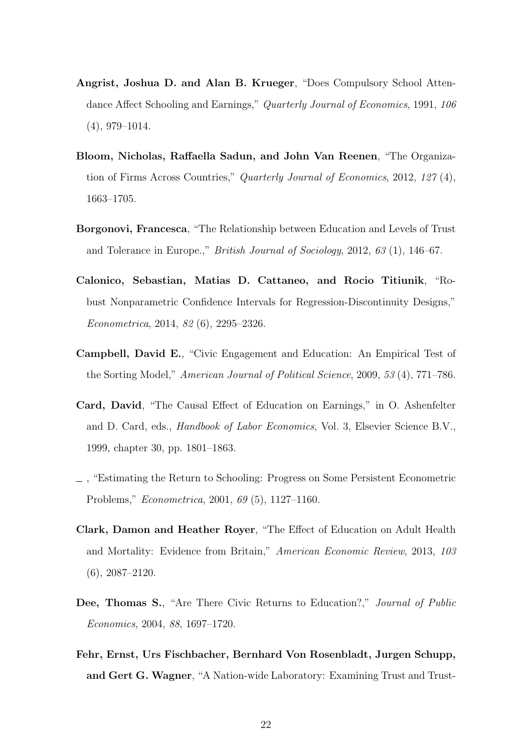**Angrist, Joshua D. and Alan B. Krueger**, "Does Compulsory School Attendance Affect Schooling and Earnings," *Quarterly Journal of Economics*, 1991, *106* (4), 979–1014.

**Bloom, Nicholas, Raffaella Sadun, and John Van Reenen**, "The Organization of Firms Across Countries," *Quarterly Journal of Economics*, 2012, *127* (4), 1663–1705.

**Borgonovi, Francesca**, "The Relationship between Education and Levels of Trust and Tolerance in Europe.," *British Journal of Sociology*, 2012, *63* (1), 146–67.

**Calonico, Sebastian, Matias D. Cattaneo, and Rocio Titiunik**, "Robust Nonparametric Confidence Intervals for Regression-Discontinuity Designs," *Econometrica*, 2014, *82* (6), 2295–2326.

**Campbell, David E.**, "Civic Engagement and Education: An Empirical Test of the Sorting Model," *American Journal of Political Science*, 2009, *53* (4), 771–786.

**Card, David**, "The Causal Effect of Education on Earnings," in O. Ashenfelter and D. Card, eds., *Handbook of Labor Economics*, Vol. 3, Elsevier Science B.V., 1999, chapter 30, pp. 1801–1863.

_ , "Estimating the Return to Schooling: Progress on Some Persistent Econometric Problems," *Econometrica*, 2001, *69* (5), 1127–1160.

**Clark, Damon and Heather Royer**, "The Effect of Education on Adult Health and Mortality: Evidence from Britain," *American Economic Review*, 2013, *103* (6), 2087–2120.

**Dee, Thomas S.**, "Are There Civic Returns to Education?," *Journal of Public Economics*, 2004, *88*, 1697–1720.

**Fehr, Ernst, Urs Fischbacher, Bernhard Von Rosenbladt, Jurgen Schupp, and Gert G. Wagner**, "A Nation-wide Laboratory: Examining Trust and Trust-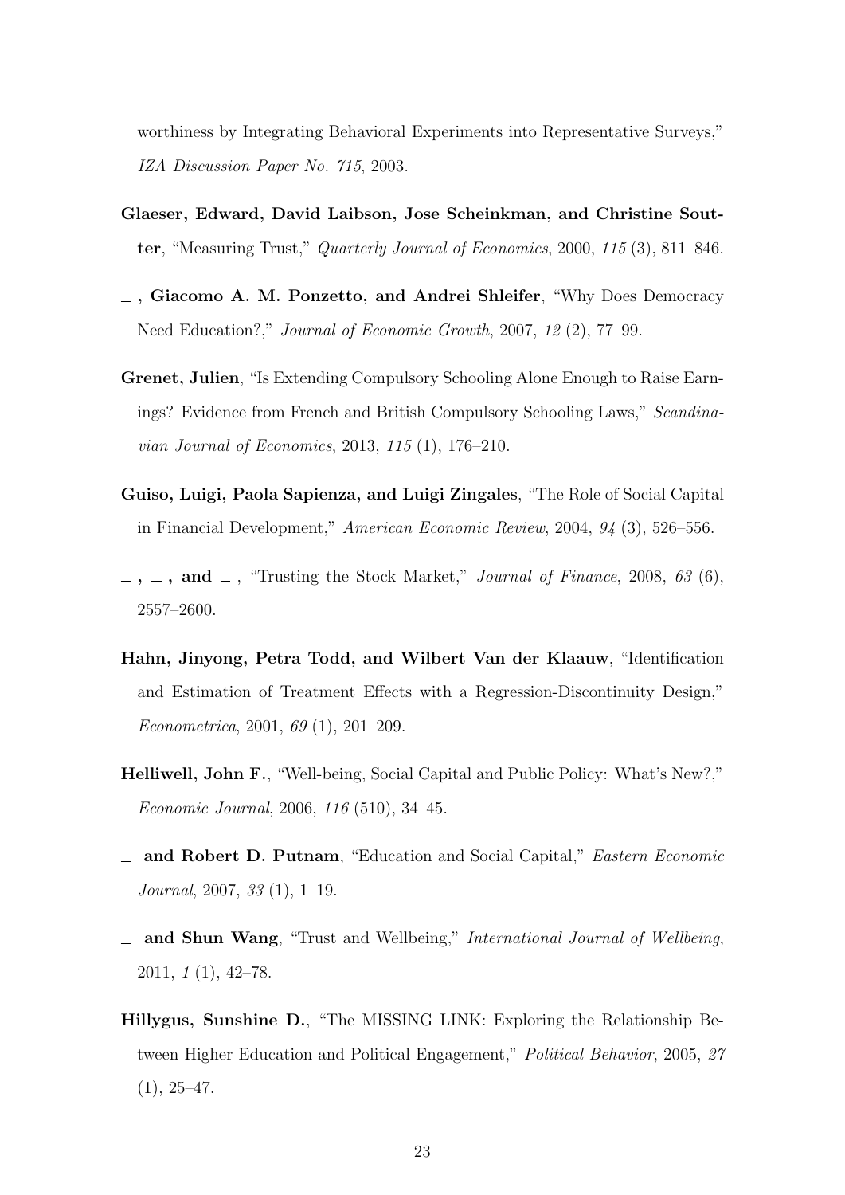worthiness by Integrating Behavioral Experiments into Representative Surveys," *IZA Discussion Paper No. 715*, 2003.

**Glaeser, Edward, David Laibson, Jose Scheinkman, and Christine Soutter**, "Measuring Trust," *Quarterly Journal of Economics*, 2000, *115* (3), 811–846.

**\_ , Giacomo A. M. Ponzetto, and Andrei Shleifer**, "Why Does Democracy Need Education?," *Journal of Economic Growth*, 2007, *12* (2), 77–99.

**Grenet, Julien**, "Is Extending Compulsory Schooling Alone Enough to Raise Earnings? Evidence from French and British Compulsory Schooling Laws," *Scandinavian Journal of Economics*, 2013, *115* (1), 176–210.

**Guiso, Luigi, Paola Sapienza, and Luigi Zingales**, "The Role of Social Capital in Financial Development," *American Economic Review*, 2004, *94* (3), 526–556.

**\_ , \_ , and \_** , "Trusting the Stock Market," *Journal of Finance*, 2008, *63* (6), 2557–2600.

**Hahn, Jinyong, Petra Todd, and Wilbert Van der Klaauw**, "Identification and Estimation of Treatment Effects with a Regression-Discontinuity Design," *Econometrica*, 2001, *69* (1), 201–209.

**Helliwell, John F.**, "Well-being, Social Capital and Public Policy: What's New?," *Economic Journal*, 2006, *116* (510), 34–45.

**\_ and Robert D. Putnam**, "Education and Social Capital," *Eastern Economic Journal*, 2007, *33* (1), 1–19.

**\_ and Shun Wang**, "Trust and Wellbeing," *International Journal of Wellbeing*, 2011, *1* (1), 42–78.

**Hillygus, Sunshine D.**, "The MISSING LINK: Exploring the Relationship Between Higher Education and Political Engagement," *Political Behavior*, 2005, *27* (1), 25–47.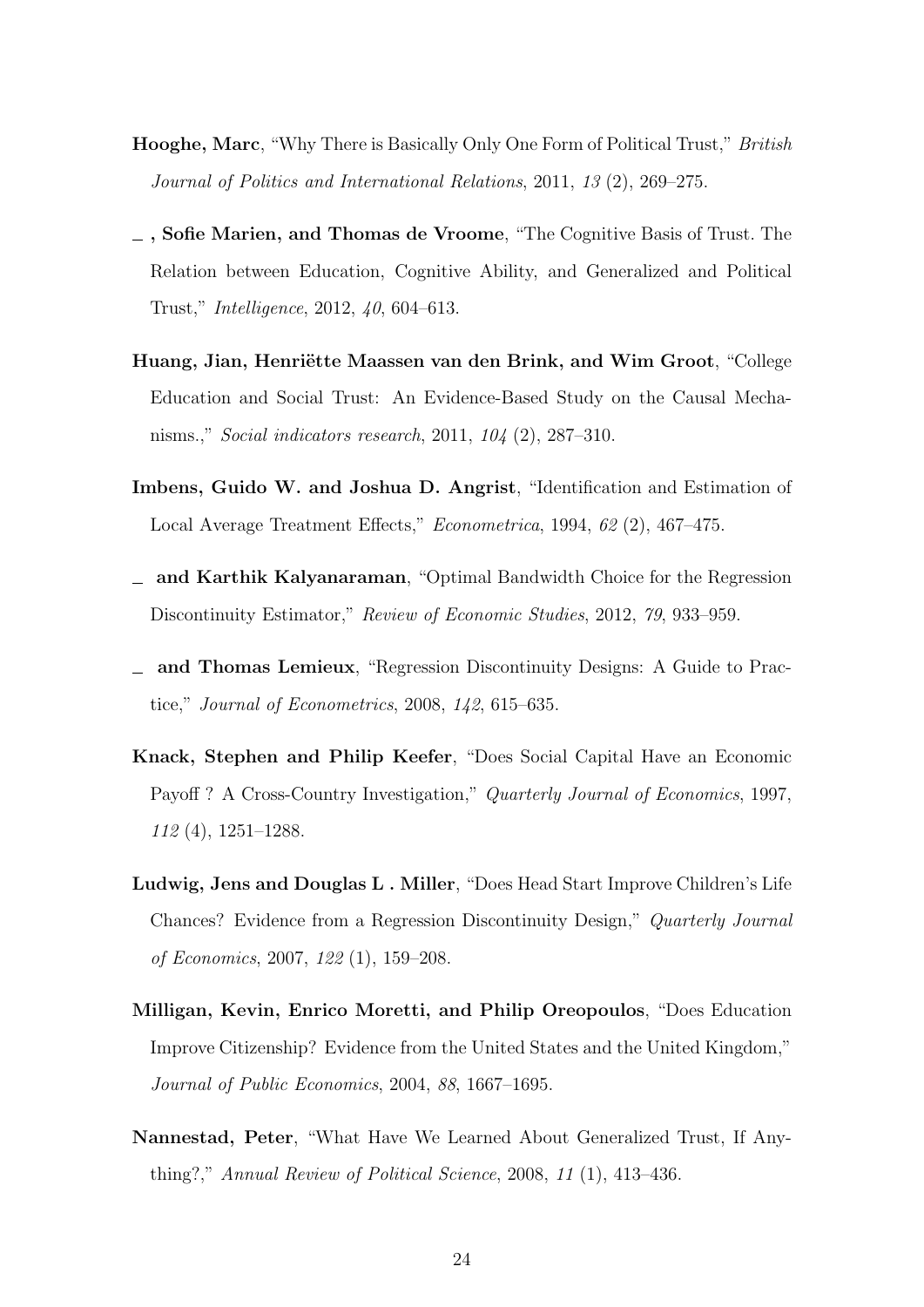**Hooghe, Marc**, "Why There is Basically Only One Form of Political Trust," *British Journal of Politics and International Relations*, 2011, *13* (2), 269–275.

**\_ , Sofie Marien, and Thomas de Vroome**, "The Cognitive Basis of Trust. The Relation between Education, Cognitive Ability, and Generalized and Political Trust," *Intelligence*, 2012, *40*, 604–613.

**Huang, Jian, Henriëtte Maassen van den Brink, and Wim Groot**, "College Education and Social Trust: An Evidence-Based Study on the Causal Mechanisms.," *Social indicators research*, 2011, *104* (2), 287–310.

**Imbens, Guido W. and Joshua D. Angrist**, "Identification and Estimation of Local Average Treatment Effects," *Econometrica*, 1994, *62* (2), 467–475.

**\_ and Karthik Kalyanaraman**, "Optimal Bandwidth Choice for the Regression Discontinuity Estimator," *Review of Economic Studies*, 2012, *79*, 933–959.

**\_ and Thomas Lemieux**, "Regression Discontinuity Designs: A Guide to Practice," *Journal of Econometrics*, 2008, *142*, 615–635.

**Knack, Stephen and Philip Keefer**, "Does Social Capital Have an Economic Payoff ? A Cross-Country Investigation," *Quarterly Journal of Economics*, 1997, *112* (4), 1251–1288.

**Ludwig, Jens and Douglas L . Miller**, "Does Head Start Improve Children's Life Chances? Evidence from a Regression Discontinuity Design," *Quarterly Journal of Economics*, 2007, *122* (1), 159–208.

**Milligan, Kevin, Enrico Moretti, and Philip Oreopoulos**, "Does Education Improve Citizenship? Evidence from the United States and the United Kingdom," *Journal of Public Economics*, 2004, *88*, 1667–1695.

**Nannestad, Peter**, "What Have We Learned About Generalized Trust, If Anything?," *Annual Review of Political Science*, 2008, *11* (1), 413–436.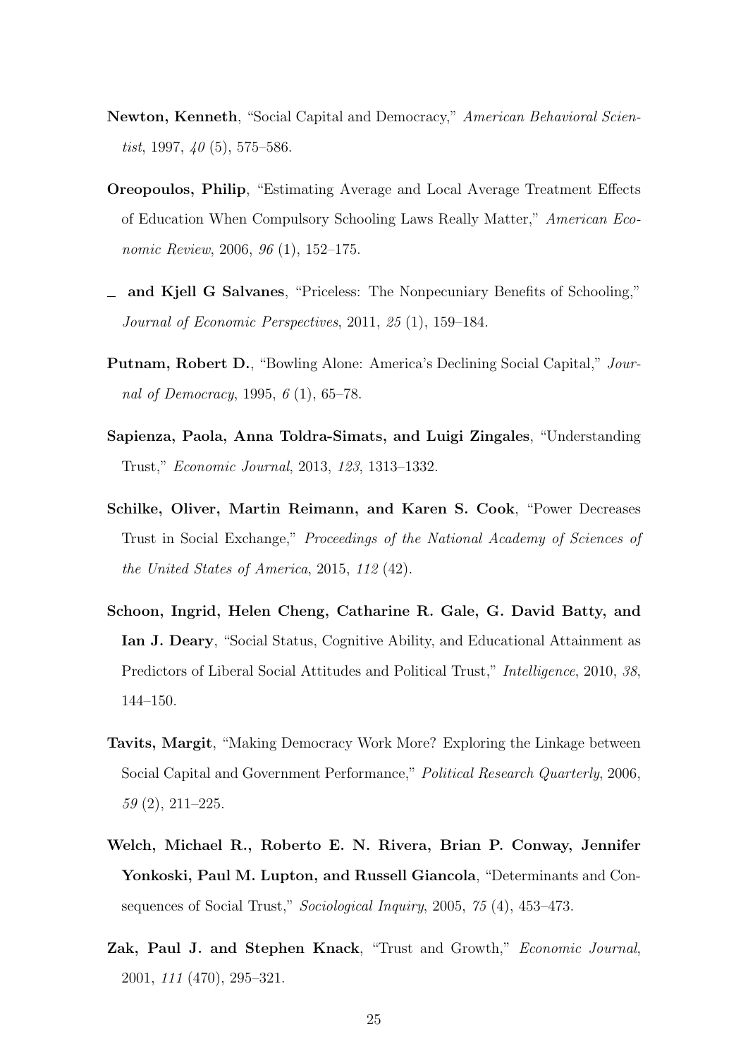**Newton, Kenneth**, "Social Capital and Democracy," *American Behavioral Scientist*, 1997, *40* (5), 575–586.

**Oreopoulos, Philip**, "Estimating Average and Local Average Treatment Effects of Education When Compulsory Schooling Laws Really Matter," *American Economic Review*, 2006, *96* (1), 152–175.

— **and Kjell G Salvanes**, "Priceless: The Nonpecuniary Benefits of Schooling," *Journal of Economic Perspectives*, 2011, *25* (1), 159–184.

**Putnam, Robert D.**, "Bowling Alone: America's Declining Social Capital," *Journal of Democracy*, 1995, *6* (1), 65–78.

**Sapienza, Paola, Anna Toldra-Simats, and Luigi Zingales**, "Understanding Trust," *Economic Journal*, 2013, *123*, 1313–1332.

**Schilke, Oliver, Martin Reimann, and Karen S. Cook**, "Power Decreases Trust in Social Exchange," *Proceedings of the National Academy of Sciences of the United States of America*, 2015, *112* (42).

**Schoon, Ingrid, Helen Cheng, Catharine R. Gale, G. David Batty, and Ian J. Deary**, "Social Status, Cognitive Ability, and Educational Attainment as Predictors of Liberal Social Attitudes and Political Trust," *Intelligence*, 2010, *38*, 144–150.

**Tavits, Margit**, "Making Democracy Work More? Exploring the Linkage between Social Capital and Government Performance," *Political Research Quarterly*, 2006, *59* (2), 211–225.

**Welch, Michael R., Roberto E. N. Rivera, Brian P. Conway, Jennifer Yonkoski, Paul M. Lupton, and Russell Giancola**, "Determinants and Consequences of Social Trust," *Sociological Inquiry*, 2005, *75* (4), 453–473.

**Zak, Paul J. and Stephen Knack**, "Trust and Growth," *Economic Journal*, 2001, *111* (470), 295–321.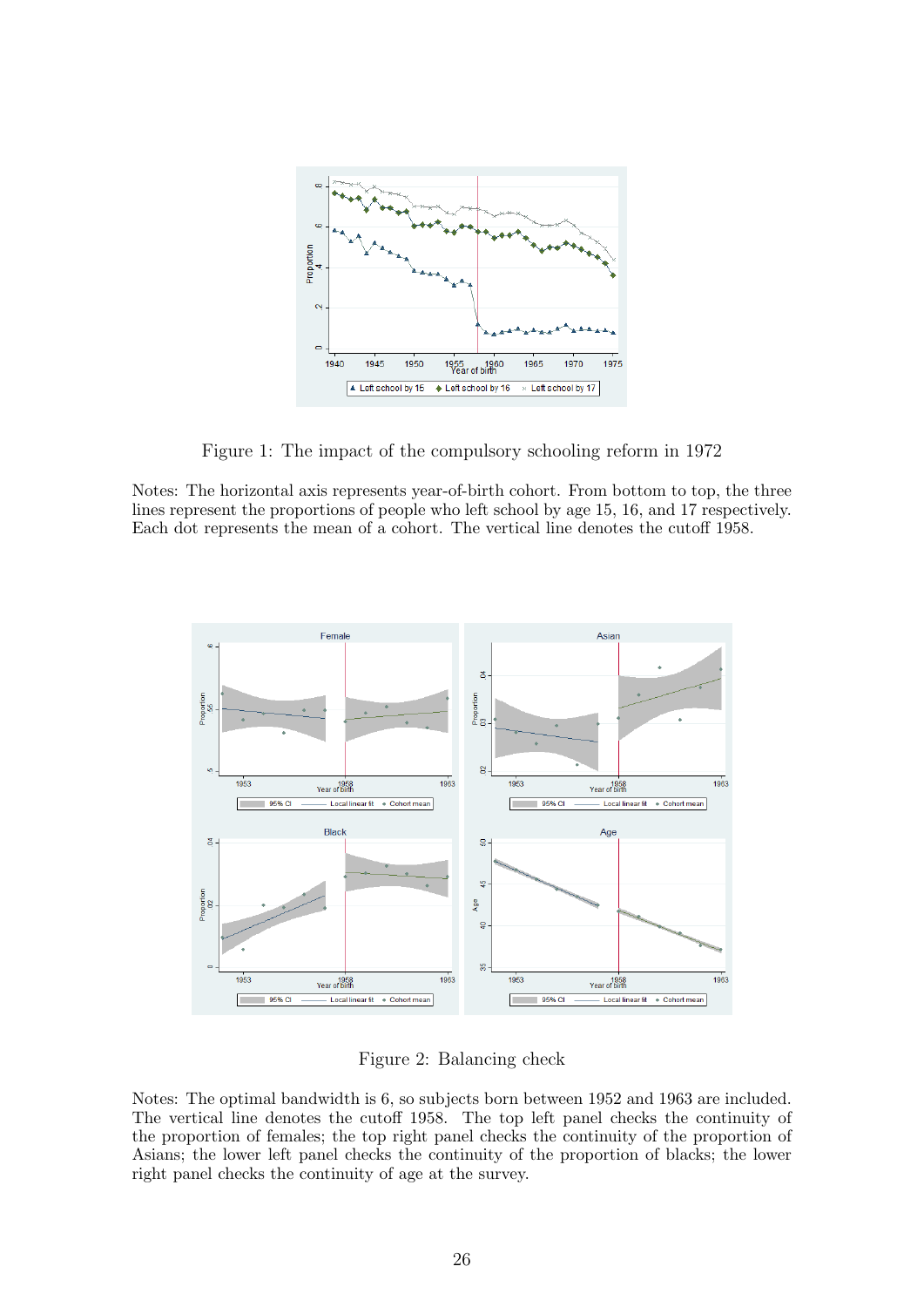Figure 1: The impact of the compulsory schooling reform in 1972

Notes: The horizontal axis represents year-of-birth cohort. From bottom to top, the three lines represent the proportions of people who left school by age 15, 16, and 17 respectively. Each dot represents the mean of a cohort. The vertical line denotes the cutoff 1958.

Figure 2: Balancing check

Notes: The optimal bandwidth is 6, so subjects born between 1952 and 1963 are included. The vertical line denotes the cutoff 1958. The top left panel checks the continuity of the proportion of females; the top right panel checks the continuity of the proportion of Asians; the lower left panel checks the continuity of the proportion of blacks; the lower right panel checks the continuity of age at the survey.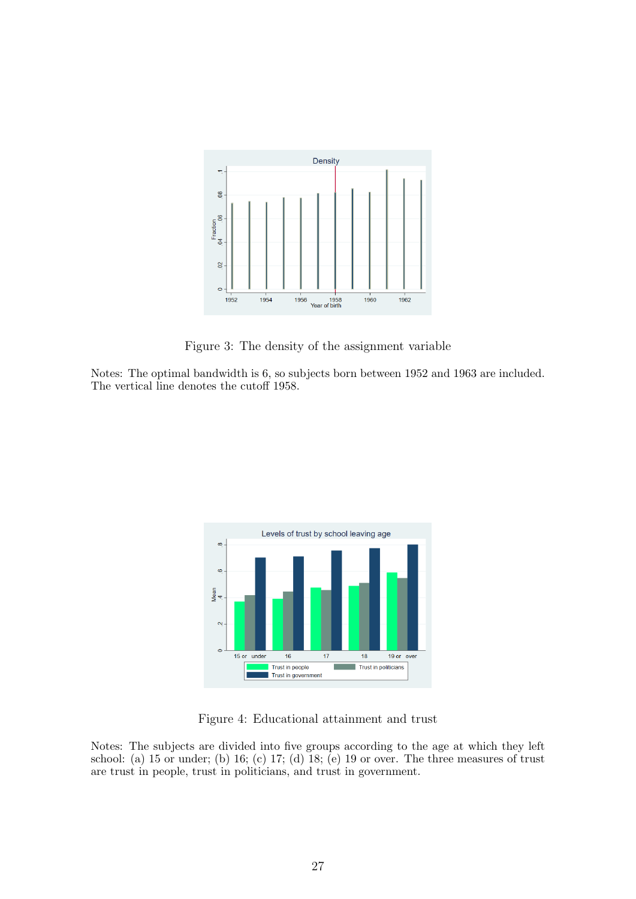Figure 3: The density of the assignment variable

Notes: The optimal bandwidth is 6, so subjects born between 1952 and 1963 are included. The vertical line denotes the cutoff 1958.

Figure 4: Educational attainment and trust

Notes: The subjects are divided into five groups according to the age at which they left school: (a) 15 or under; (b) 16; (c) 17; (d) 18; (e) 19 or over. The three measures of trust are trust in people, trust in politicians, and trust in government.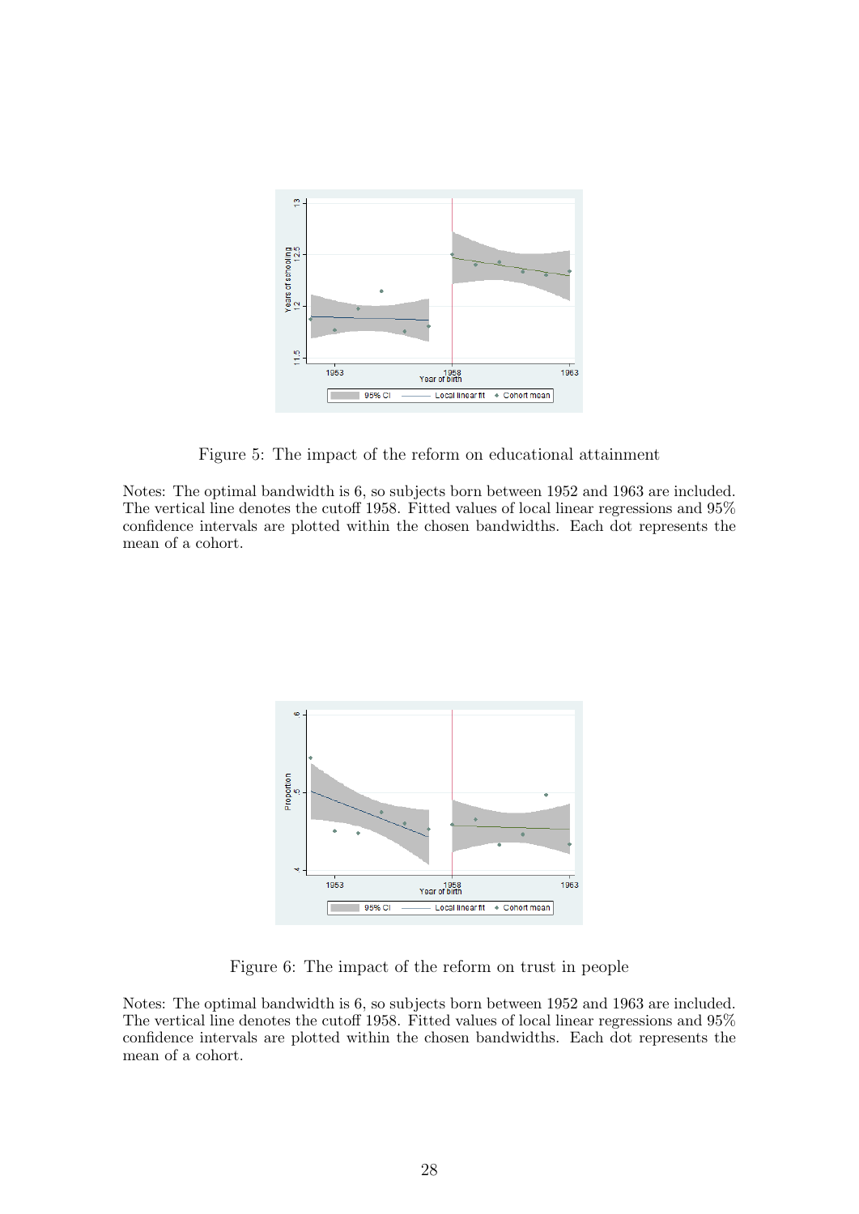Figure 5: The impact of the reform on educational attainment

Notes: The optimal bandwidth is 6, so subjects born between 1952 and 1963 are included. The vertical line denotes the cutoff 1958. Fitted values of local linear regressions and 95% confidence intervals are plotted within the chosen bandwidths. Each dot represents the mean of a cohort.

Figure 6: The impact of the reform on trust in people

Notes: The optimal bandwidth is 6, so subjects born between 1952 and 1963 are included. The vertical line denotes the cutoff 1958. Fitted values of local linear regressions and 95% confidence intervals are plotted within the chosen bandwidths. Each dot represents the mean of a cohort.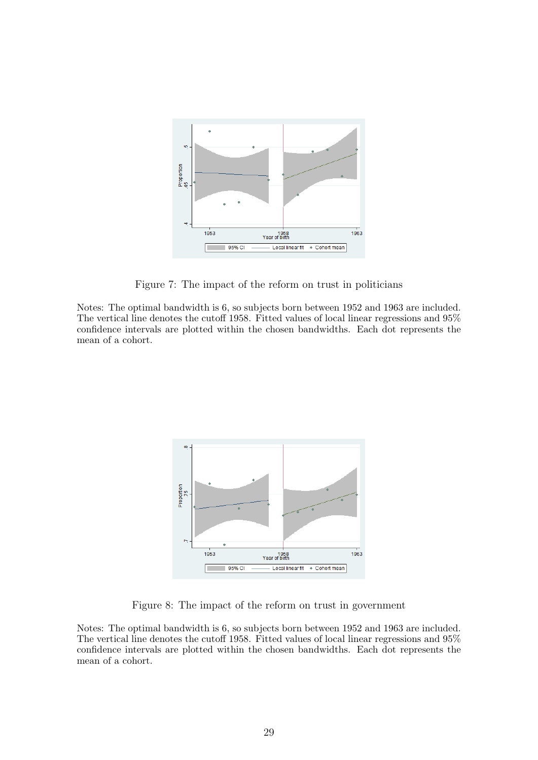Figure 7: The impact of the reform on trust in politicians

Notes: The optimal bandwidth is 6, so subjects born between 1952 and 1963 are included. The vertical line denotes the cutoff 1958. Fitted values of local linear regressions and 95% confidence intervals are plotted within the chosen bandwidths. Each dot represents the mean of a cohort.

Figure 8: The impact of the reform on trust in government

Notes: The optimal bandwidth is 6, so subjects born between 1952 and 1963 are included. The vertical line denotes the cutoff 1958. Fitted values of local linear regressions and 95% confidence intervals are plotted within the chosen bandwidths. Each dot represents the mean of a cohort.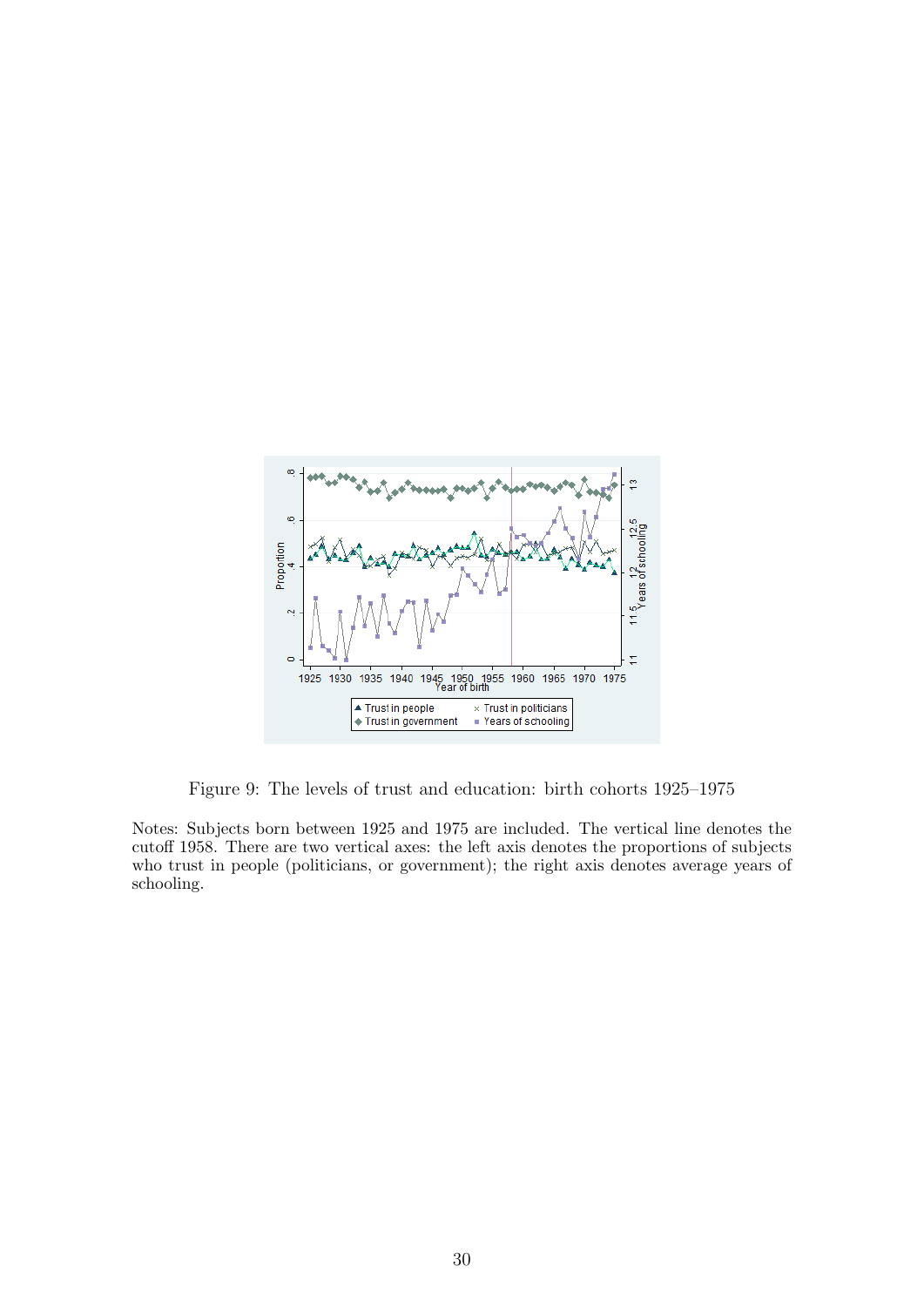Figure 9: The levels of trust and education: birth cohorts 1925–1975

Notes: Subjects born between 1925 and 1975 are included. The vertical line denotes the cutoff 1958. There are two vertical axes: the left axis denotes the proportions of subjects who trust in people (politicians, or government); the right axis denotes average years of schooling.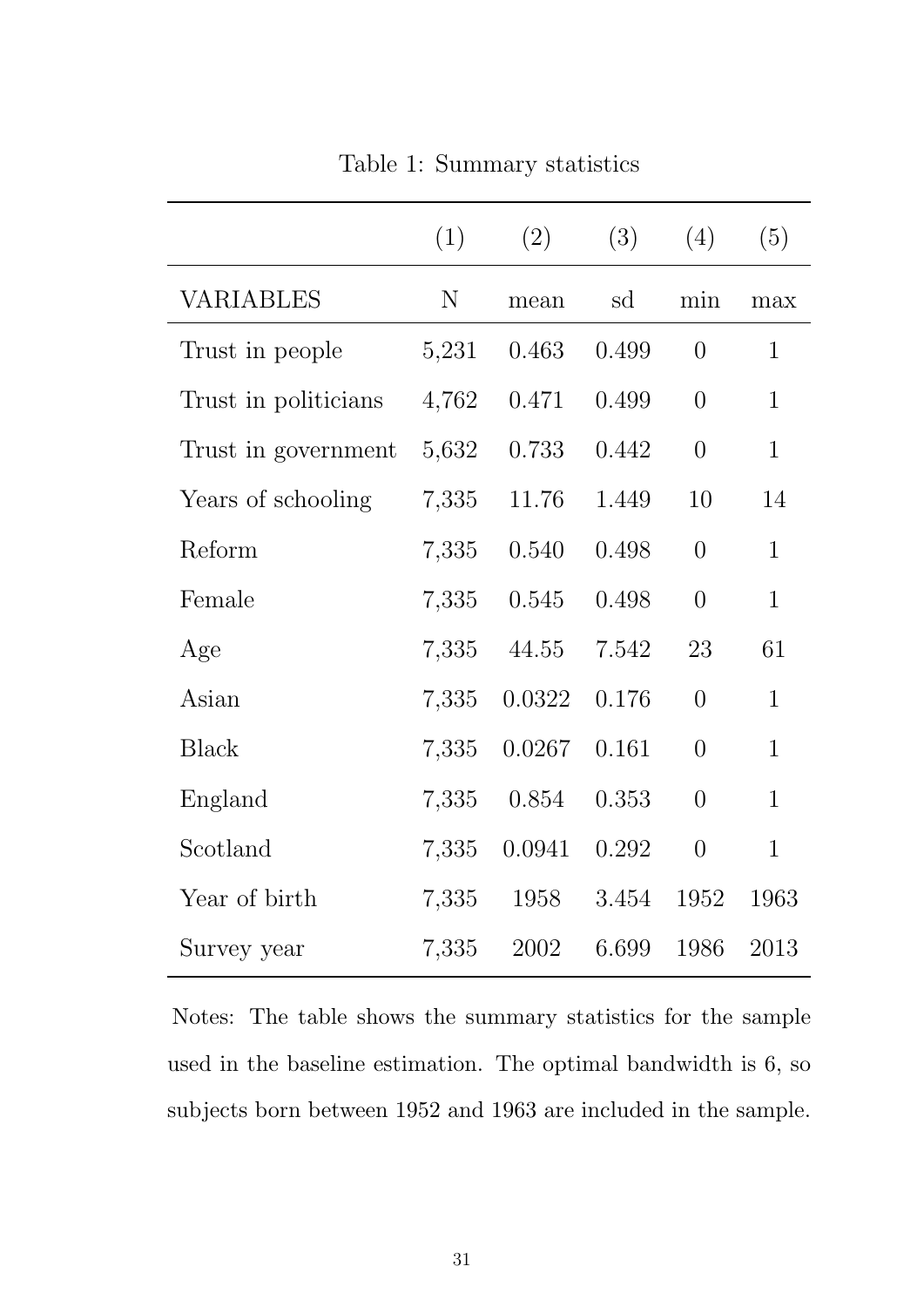Table 1: Summary statistics

| | (1) | (2) | (3) | (4) | (5) |
|---|---|---|---|---|---|
| VARIABLES | N | mean | sd | min | max |
| Trust in people | 5,231 | 0.463 | 0.499 | 0 | 1 |
| Trust in politicians | 4,762 | 0.471 | 0.499 | 0 | 1 |
| Trust in government | 5,632 | 0.733 | 0.442 | 0 | 1 |
| Years of schooling | 7,335 | 11.76 | 1.449 | 10 | 14 |
| Reform | 7,335 | 0.540 | 0.498 | 0 | 1 |
| Female | 7,335 | 0.545 | 0.498 | 0 | 1 |
| Age | 7,335 | 44.55 | 7.542 | 23 | 61 |
| Asian | 7,335 | 0.0322 | 0.176 | 0 | 1 |
| Black | 7,335 | 0.0267 | 0.161 | 0 | 1 |
| England | 7,335 | 0.854 | 0.353 | 0 | 1 |
| Scotland | 7,335 | 0.0941 | 0.292 | 0 | 1 |
| Year of birth | 7,335 | 1958 | 3.454 | 1952 | 1963 |
| Survey year | 7,335 | 2002 | 6.699 | 1986 | 2013 |

Notes: The table shows the summary statistics for the sample used in the baseline estimation. The optimal bandwidth is 6, so subjects born between 1952 and 1963 are included in the sample.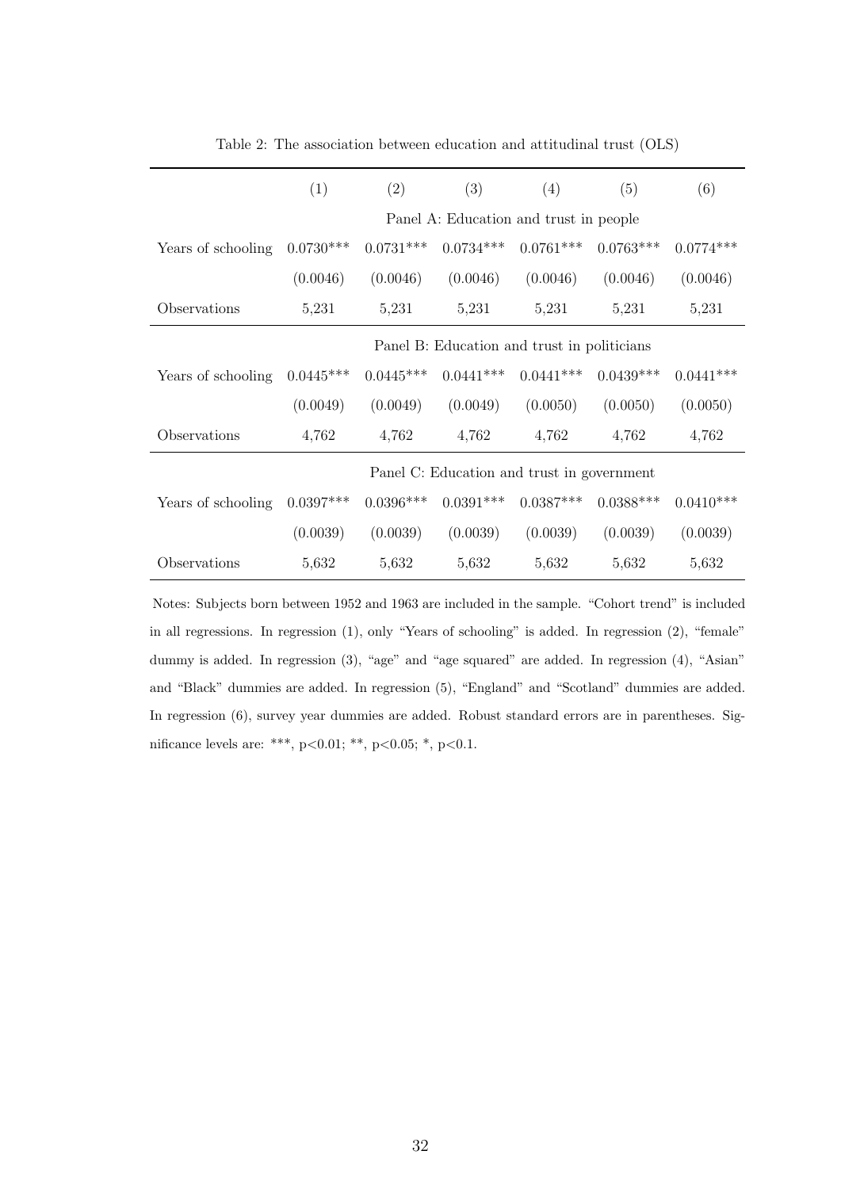Table 2: The association between education and attitudinal trust (OLS)

| | (1) | (2) | (3) | (4) | (5) | (6) |
|---|---|---|---|---|---|---|
| | Panel A: Education and trust in people | | | | | |
| Years of schooling | 0.0730*** | 0.0731*** | 0.0734*** | 0.0761*** | 0.0763*** | 0.0774*** |
| | (0.0046) | (0.0046) | (0.0046) | (0.0046) | (0.0046) | (0.0046) |
| Observations | 5,231 | 5,231 | 5,231 | 5,231 | 5,231 | 5,231 |
| | Panel B: Education and trust in politicians | | | | | |
| Years of schooling | 0.0445*** | 0.0445*** | 0.0441*** | 0.0441*** | 0.0439*** | 0.0441*** |
| | (0.0049) | (0.0049) | (0.0049) | (0.0050) | (0.0050) | (0.0050) |
| Observations | 4,762 | 4,762 | 4,762 | 4,762 | 4,762 | 4,762 |
| | Panel C: Education and trust in government | | | | | |
| Years of schooling | 0.0397*** | 0.0396*** | 0.0391*** | 0.0387*** | 0.0388*** | 0.0410*** |
| | (0.0039) | (0.0039) | (0.0039) | (0.0039) | (0.0039) | (0.0039) |
| Observations | 5,632 | 5,632 | 5,632 | 5,632 | 5,632 | 5,632 |

Notes: Subjects born between 1952 and 1963 are included in the sample. "Cohort trend" is included in all regressions. In regression (1), only "Years of schooling" is added. In regression (2), "female" dummy is added. In regression (3), "age" and "age squared" are added. In regression (4), "Asian" and "Black" dummies are added. In regression (5), "England" and "Scotland" dummies are added. In regression (6), survey year dummies are added. Robust standard errors are in parentheses. Significance levels are: ***, p<0.01; **, p<0.05; *, p<0.1.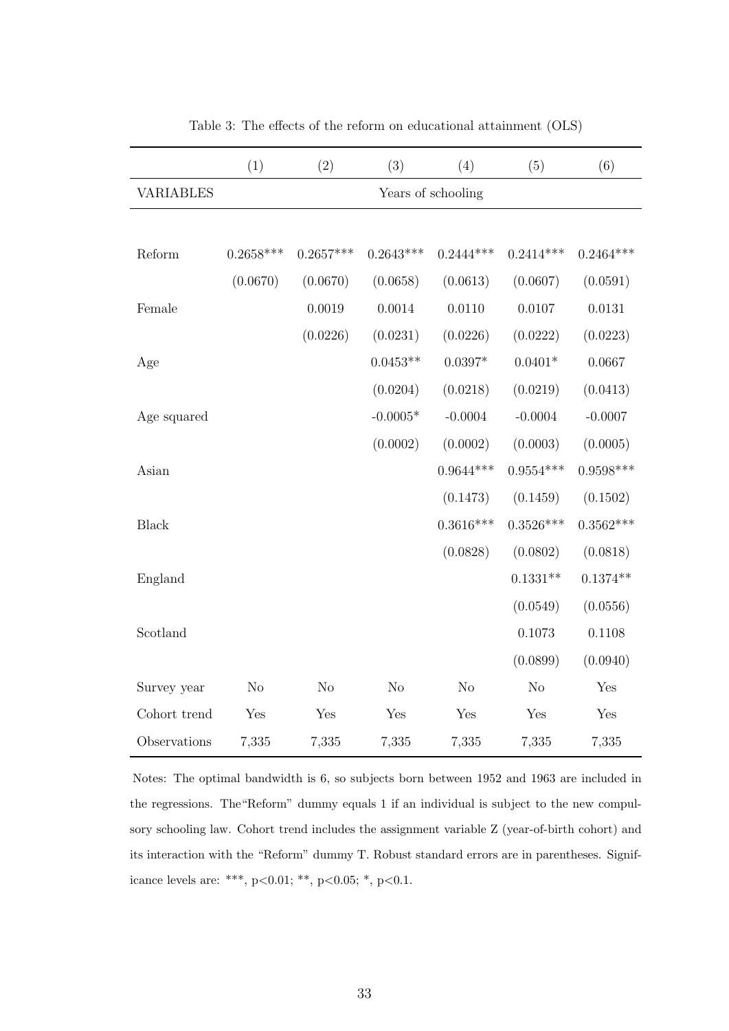Table 3: The effects of the reform on educational attainment (OLS)

| | (1) | (2) | (3) | (4) | (5) | (6) |
|---|---|---|---|---|---|---|
| VARIABLES | Years of schooling | | | | | |
| Reform | 0.2658*** | 0.2657*** | 0.2643*** | 0.2444*** | 0.2414*** | 0.2464*** |
| | (0.0670) | (0.0670) | (0.0658) | (0.0613) | (0.0607) | (0.0591) |
| Female | | 0.0019 | 0.0014 | 0.0110 | 0.0107 | 0.0131 |
| | | (0.0226) | (0.0231) | (0.0226) | (0.0222) | (0.0223) |
| Age | | | 0.0453** | 0.0397* | 0.0401* | 0.0667 |
| | | | (0.0204) | (0.0218) | (0.0219) | (0.0413) |
| Age squared | | | -0.0005* | -0.0004 | -0.0004 | -0.0007 |
| | | | (0.0002) | (0.0002) | (0.0003) | (0.0005) |
| Asian | | | | 0.9644*** | 0.9554*** | 0.9598*** |
| | | | | (0.1473) | (0.1459) | (0.1502) |
| Black | | | | 0.3616*** | 0.3526*** | 0.3562*** |
| | | | | (0.0828) | (0.0802) | (0.0818) |
| England | | | | | 0.1331** | 0.1374** |
| | | | | | (0.0549) | (0.0556) |
| Scotland | | | | | 0.1073 | 0.1108 |
| | | | | | (0.0899) | (0.0940) |
| Survey year | No | No | No | No | No | Yes |
| Cohort trend | Yes | Yes | Yes | Yes | Yes | Yes |
| Observations | 7,335 | 7,335 | 7,335 | 7,335 | 7,335 | 7,335 |

Notes: The optimal bandwidth is 6, so subjects born between 1952 and 1963 are included in the regressions. The"Reform" dummy equals 1 if an individual is subject to the new compulsory schooling law. Cohort trend includes the assignment variable Z (year-of-birth cohort) and its interaction with the "Reform" dummy T. Robust standard errors are in parentheses. Significance levels are: ***, p<0.01; **, p<0.05; *, p<0.1.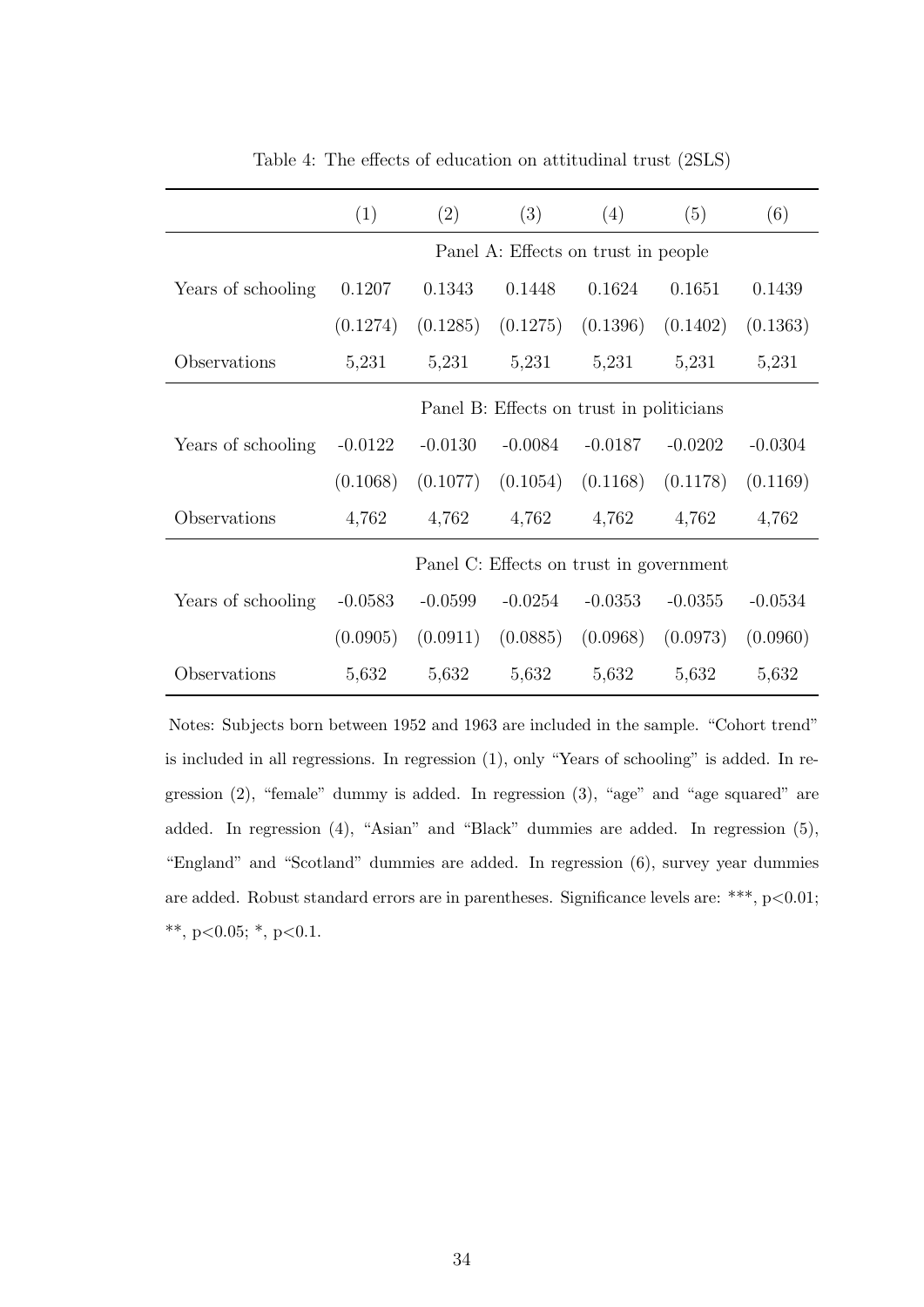Table 4: The effects of education on attitudinal trust (2SLS)

| | (1) | (2) | (3) | (4) | (5) | (6) |
|---|---|---|---|---|---|---|
| | Panel A: Effects on trust in people | | | | | |
| Years of schooling | 0.1207 | 0.1343 | 0.1448 | 0.1624 | 0.1651 | 0.1439 |
| | (0.1274) | (0.1285) | (0.1275) | (0.1396) | (0.1402) | (0.1363) |
| Observations | 5,231 | 5,231 | 5,231 | 5,231 | 5,231 | 5,231 |
| | Panel B: Effects on trust in politicians | | | | | |
| Years of schooling | -0.0122 | -0.0130 | -0.0084 | -0.0187 | -0.0202 | -0.0304 |
| | (0.1068) | (0.1077) | (0.1054) | (0.1168) | (0.1178) | (0.1169) |
| Observations | 4,762 | 4,762 | 4,762 | 4,762 | 4,762 | 4,762 |
| | Panel C: Effects on trust in government | | | | | |
| Years of schooling | -0.0583 | -0.0599 | -0.0254 | -0.0353 | -0.0355 | -0.0534 |
| | (0.0905) | (0.0911) | (0.0885) | (0.0968) | (0.0973) | (0.0960) |
| Observations | 5,632 | 5,632 | 5,632 | 5,632 | 5,632 | 5,632 |

Notes: Subjects born between 1952 and 1963 are included in the sample. "Cohort trend" is included in all regressions. In regression (1), only "Years of schooling" is added. In regression (2), "female" dummy is added. In regression (3), "age" and "age squared" are added. In regression (4), "Asian" and "Black" dummies are added. In regression (5), "England" and "Scotland" dummies are added. In regression (6), survey year dummies are added. Robust standard errors are in parentheses. Significance levels are: ***, $p<0.01$; **, $p<0.05$; *, $p<0.1$.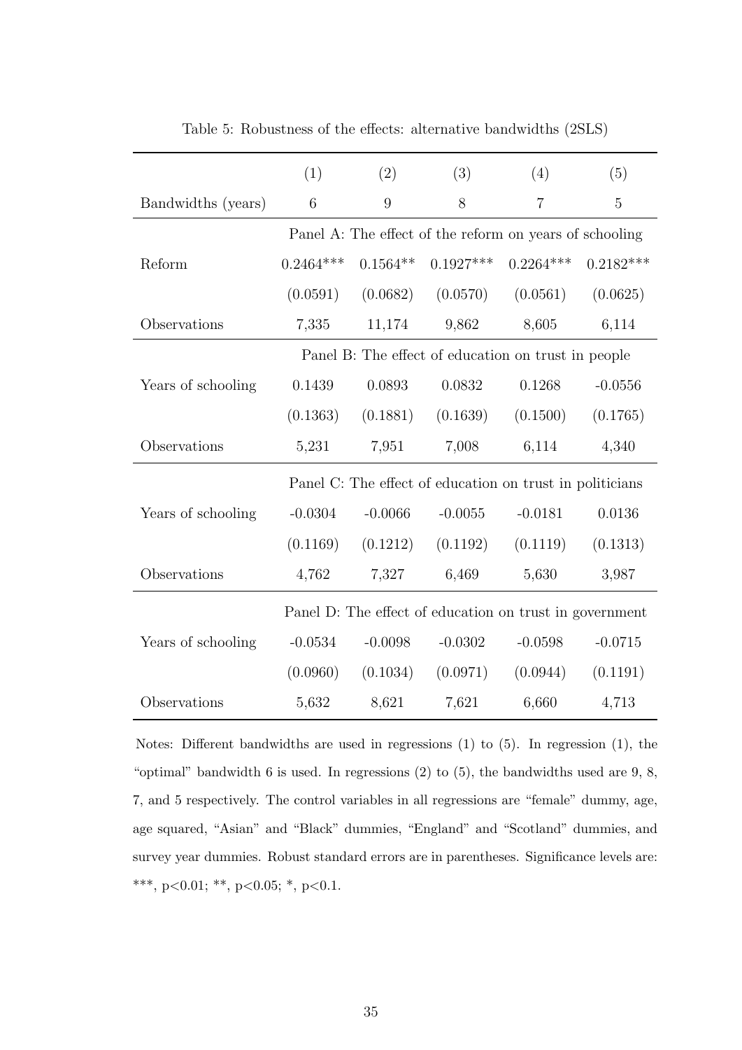Table 5: Robustness of the effects: alternative bandwidths (2SLS)

| | (1) | (2) | (3) | (4) | (5) |
|---|---|---|---|---|---|
| Bandwidths (years) | 6 | 9 | 8 | 7 | 5 |
| | Panel A: The effect of the reform on years of schooling | | | | |
| Reform | 0.2464*** | 0.1564** | 0.1927*** | 0.2264*** | 0.2182*** |
| | (0.0591) | (0.0682) | (0.0570) | (0.0561) | (0.0625) |
| Observations | 7,335 | 11,174 | 9,862 | 8,605 | 6,114 |
| | Panel B: The effect of education on trust in people | | | | |
| Years of schooling | 0.1439 | 0.0893 | 0.0832 | 0.1268 | -0.0556 |
| | (0.1363) | (0.1881) | (0.1639) | (0.1500) | (0.1765) |
| Observations | 5,231 | 7,951 | 7,008 | 6,114 | 4,340 |
| | Panel C: The effect of education on trust in politicians | | | | |
| Years of schooling | -0.0304 | -0.0066 | -0.0055 | -0.0181 | 0.0136 |
| | (0.1169) | (0.1212) | (0.1192) | (0.1119) | (0.1313) |
| Observations | 4,762 | 7,327 | 6,469 | 5,630 | 3,987 |
| | Panel D: The effect of education on trust in government | | | | |
| Years of schooling | -0.0534 | -0.0098 | -0.0302 | -0.0598 | -0.0715 |
| | (0.0960) | (0.1034) | (0.0971) | (0.0944) | (0.1191) |
| Observations | 5,632 | 8,621 | 7,621 | 6,660 | 4,713 |

Notes: Different bandwidths are used in regressions (1) to (5). In regression (1), the "optimal" bandwidth 6 is used. In regressions (2) to (5), the bandwidths used are 9, 8, 7, and 5 respectively. The control variables in all regressions are "female" dummy, age, age squared, "Asian" and "Black" dummies, "England" and "Scotland" dummies, and survey year dummies. Robust standard errors are in parentheses. Significance levels are: ***, $p<0.01$; **, $p<0.05$; *, $p<0.1$.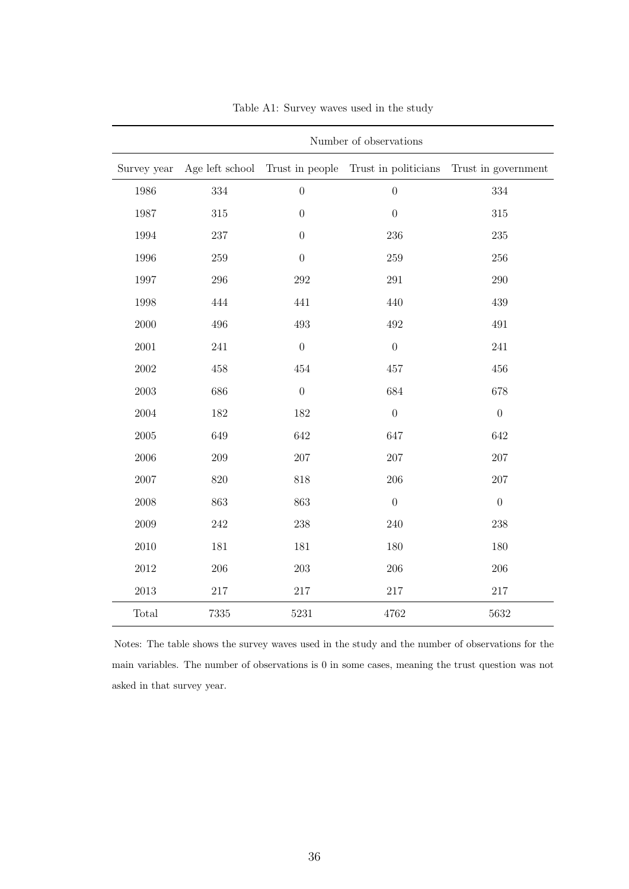Table A1: Survey waves used in the study

| | Number of observations | | | |
|---|---|---|---|---|
| Survey year | Age left school | Trust in people | Trust in politicians | Trust in government |
| 1986 | 334 | 0 | 0 | 334 |
| 1987 | 315 | 0 | 0 | 315 |
| 1994 | 237 | 0 | 236 | 235 |
| 1996 | 259 | 0 | 259 | 256 |
| 1997 | 296 | 292 | 291 | 290 |
| 1998 | 444 | 441 | 440 | 439 |
| 2000 | 496 | 493 | 492 | 491 |
| 2001 | 241 | 0 | 0 | 241 |
| 2002 | 458 | 454 | 457 | 456 |
| 2003 | 686 | 0 | 684 | 678 |
| 2004 | 182 | 182 | 0 | 0 |
| 2005 | 649 | 642 | 647 | 642 |
| 2006 | 209 | 207 | 207 | 207 |
| 2007 | 820 | 818 | 206 | 207 |
| 2008 | 863 | 863 | 0 | 0 |
| 2009 | 242 | 238 | 240 | 238 |
| 2010 | 181 | 181 | 180 | 180 |
| 2012 | 206 | 203 | 206 | 206 |
| 2013 | 217 | 217 | 217 | 217 |
| Total | 7335 | 5231 | 4762 | 5632 |

Notes: The table shows the survey waves used in the study and the number of observations for the main variables. The number of observations is 0 in some cases, meaning the trust question was not asked in that survey year.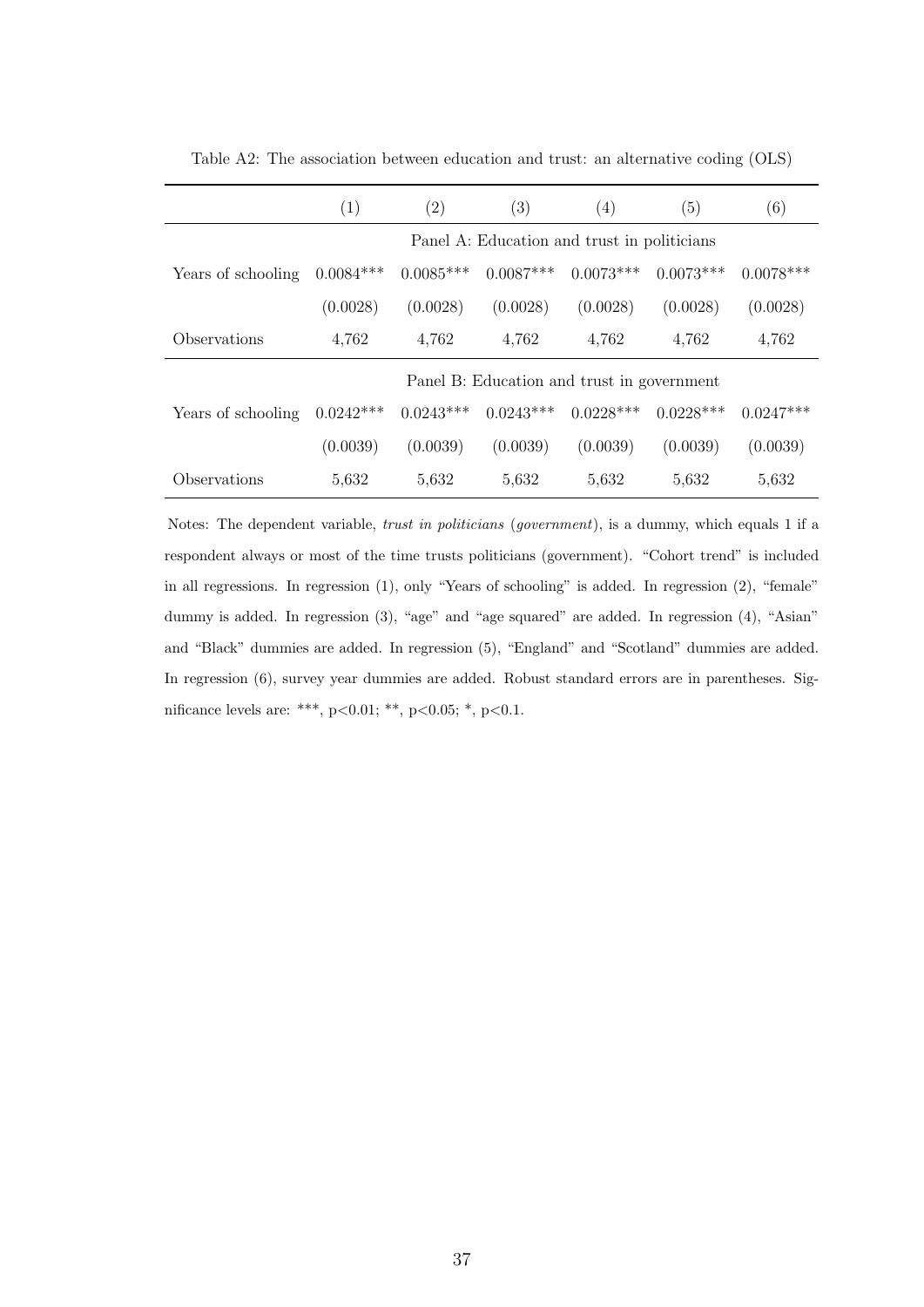Table A2: The association between education and trust: an alternative coding (OLS)

| | (1) | (2) | (3) | (4) | (5) | (6) |
|---|---|---|---|---|---|---|
| | Panel A: Education and trust in politicians | | | | | |
| Years of schooling | 0.0084*** | 0.0085*** | 0.0087*** | 0.0073*** | 0.0073*** | 0.0078*** |
| | (0.0028) | (0.0028) | (0.0028) | (0.0028) | (0.0028) | (0.0028) |
| Observations | 4,762 | 4,762 | 4,762 | 4,762 | 4,762 | 4,762 |
| | Panel B: Education and trust in government | | | | | |
| Years of schooling | 0.0242*** | 0.0243*** | 0.0243*** | 0.0228*** | 0.0228*** | 0.0247*** |
| | (0.0039) | (0.0039) | (0.0039) | (0.0039) | (0.0039) | (0.0039) |
| Observations | 5,632 | 5,632 | 5,632 | 5,632 | 5,632 | 5,632 |

Notes: The dependent variable, *trust in politicians* (*government*), is a dummy, which equals 1 if a respondent always or most of the time trusts politicians (government). "Cohort trend" is included in all regressions. In regression (1), only "Years of schooling" is added. In regression (2), "female" dummy is added. In regression (3), "age" and "age squared" are added. In regression (4), "Asian" and "Black" dummies are added. In regression (5), "England" and "Scotland" dummies are added. In regression (6), survey year dummies are added. Robust standard errors are in parentheses. Significance levels are: ***, $p<0.01$; **, $p<0.05$; *, $p<0.1$.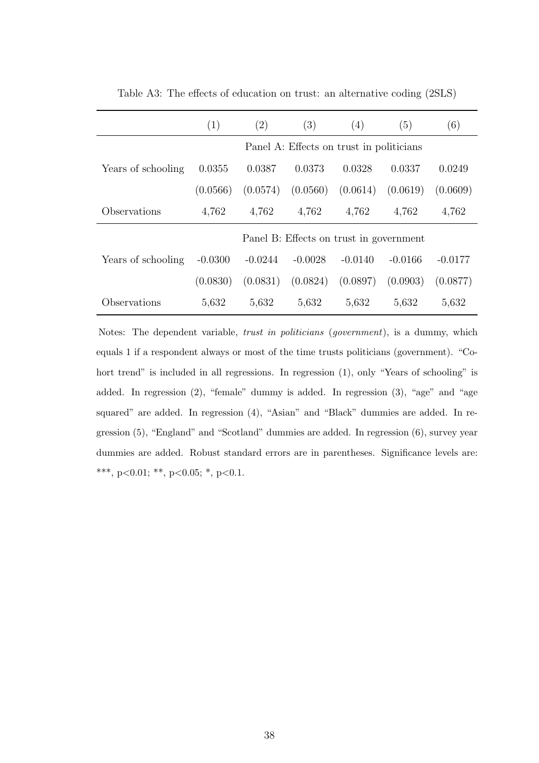Table A3: The effects of education on trust: an alternative coding (2SLS)

| | (1) | (2) | (3) | (4) | (5) | (6) |
|---|---|---|---|---|---|---|
| | Panel A: Effects on trust in politicians | | | | | |
| Years of schooling | 0.0355 | 0.0387 | 0.0373 | 0.0328 | 0.0337 | 0.0249 |
| | (0.0566) | (0.0574) | (0.0560) | (0.0614) | (0.0619) | (0.0609) |
| Observations | 4,762 | 4,762 | 4,762 | 4,762 | 4,762 | 4,762 |
| | Panel B: Effects on trust in government | | | | | |
| Years of schooling | -0.0300 | -0.0244 | -0.0028 | -0.0140 | -0.0166 | -0.0177 |
| | (0.0830) | (0.0831) | (0.0824) | (0.0897) | (0.0903) | (0.0877) |
| Observations | 5,632 | 5,632 | 5,632 | 5,632 | 5,632 | 5,632 |

Notes: The dependent variable, *trust in politicians* (*government*), is a dummy, which equals 1 if a respondent always or most of the time trusts politicians (government). "Cohort trend" is included in all regressions. In regression (1), only "Years of schooling" is added. In regression (2), "female" dummy is added. In regression (3), "age" and "age squared" are added. In regression (4), "Asian" and "Black" dummies are added. In regression (5), "England" and "Scotland" dummies are added. In regression (6), survey year dummies are added. Robust standard errors are in parentheses. Significance levels are: ***, p<0.01; **, p<0.05; *, p<0.1.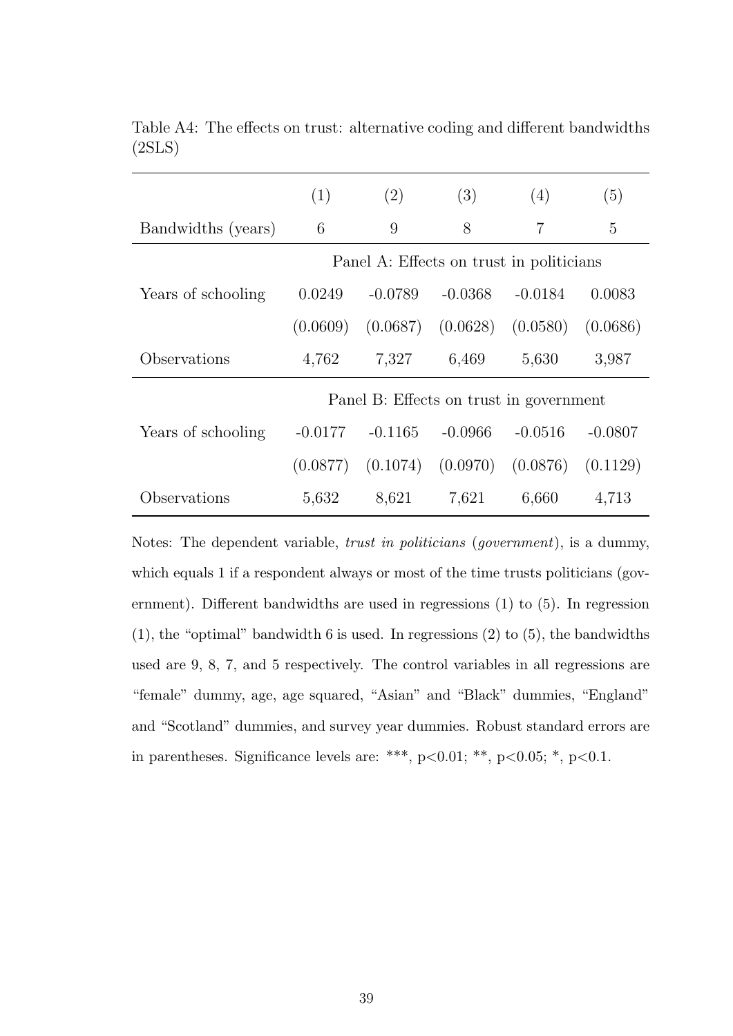Table A4: The effects on trust: alternative coding and different bandwidths (2SLS)

| | (1) | (2) | (3) | (4) | (5) |
|---|---|---|---|---|---|
| Bandwidths (years) | 6 | 9 | 8 | 7 | 5 |
| | Panel A: Effects on trust in politicians | | | | |
| Years of schooling | 0.0249 | -0.0789 | -0.0368 | -0.0184 | 0.0083 |
| | (0.0609) | (0.0687) | (0.0628) | (0.0580) | (0.0686) |
| Observations | 4,762 | 7,327 | 6,469 | 5,630 | 3,987 |
| | Panel B: Effects on trust in government | | | | |
| Years of schooling | -0.0177 | -0.1165 | -0.0966 | -0.0516 | -0.0807 |
| | (0.0877) | (0.1074) | (0.0970) | (0.0876) | (0.1129) |
| Observations | 5,632 | 8,621 | 7,621 | 6,660 | 4,713 |

Notes: The dependent variable, *trust in politicians* (*government*), is a dummy, which equals 1 if a respondent always or most of the time trusts politicians (government). Different bandwidths are used in regressions (1) to (5). In regression (1), the "optimal" bandwidth 6 is used. In regressions (2) to (5), the bandwidths used are 9, 8, 7, and 5 respectively. The control variables in all regressions are "female" dummy, age, age squared, "Asian" and "Black" dummies, "England" and "Scotland" dummies, and survey year dummies. Robust standard errors are in parentheses. Significance levels are: ***, $p<0.01$; **, $p<0.05$; *, $p<0.1$.